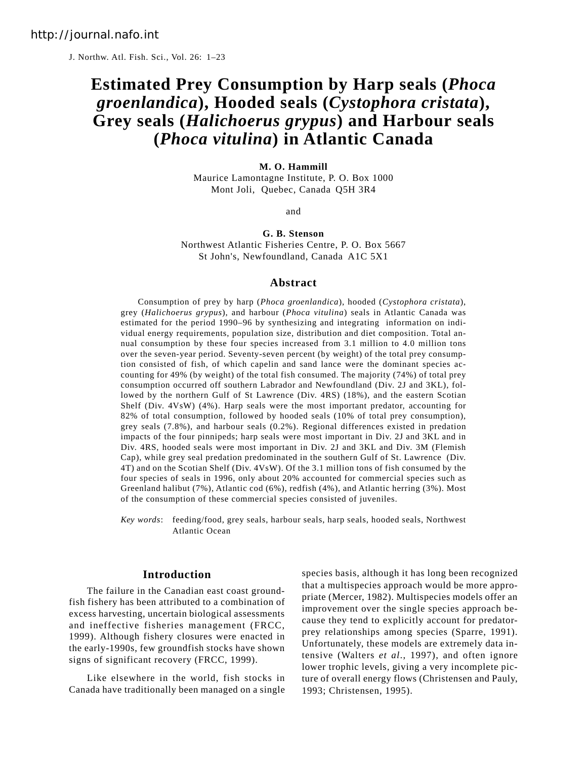# Estimated Prey Consumption by Harp seals (*Phoca groenlandica*), Hooded seals (*Cystophora cristata*), Grey seals (*Halichoerus grypus*) and Harbour seals (*Phoca vitulina*) in Atlantic Canada

**M. O. Hammill**

Maurice Lamontagne Institute, P. O. Box 1000
Mont Joli, Quebec, Canada Q5H 3R4

and

**G. B. Stenson**

Northwest Atlantic Fisheries Centre, P. O. Box 5667
St John's, Newfoundland, Canada A1C 5X1

## Abstract

Consumption of prey by harp (*Phoca groenlandica*), hooded (*Cystophora cristata*), grey (*Halichoerus grypus*), and harbour (*Phoca vitulina*) seals in Atlantic Canada was estimated for the period 1990–96 by synthesizing and integrating information on individual energy requirements, population size, distribution and diet composition. Total annual consumption by these four species increased from 3.1 million to 4.0 million tons over the seven-year period. Seventy-seven percent (by weight) of the total prey consumption consisted of fish, of which capelin and sand lance were the dominant species accounting for 49% (by weight) of the total fish consumed. The majority (74%) of total prey consumption occurred off southern Labrador and Newfoundland (Div. 2J and 3KL), followed by the northern Gulf of St Lawrence (Div. 4RS) (18%), and the eastern Scotian Shelf (Div. 4VsW) (4%). Harp seals were the most important predator, accounting for 82% of total consumption, followed by hooded seals (10% of total prey consumption), grey seals (7.8%), and harbour seals (0.2%). Regional differences existed in predation impacts of the four pinnipeds; harp seals were most important in Div. 2J and 3KL and in Div. 4RS, hooded seals were most important in Div. 2J and 3KL and Div. 3M (Flemish Cap), while grey seal predation predominated in the southern Gulf of St. Lawrence (Div. 4T) and on the Scotian Shelf (Div. 4VsW). Of the 3.1 million tons of fish consumed by the four species of seals in 1996, only about 20% accounted for commercial species such as Greenland halibut (7%), Atlantic cod (6%), redfish (4%), and Atlantic herring (3%). Most of the consumption of these commercial species consisted of juveniles.

*Key words*: feeding/food, grey seals, harbour seals, harp seals, hooded seals, Northwest Atlantic Ocean

## Introduction

The failure in the Canadian east coast groundfish fishery has been attributed to a combination of excess harvesting, uncertain biological assessments and ineffective fisheries management (FRCC, 1999). Although fishery closures were enacted in the early-1990s, few groundfish stocks have shown signs of significant recovery (FRCC, 1999).

Like elsewhere in the world, fish stocks in Canada have traditionally been managed on a single species basis, although it has long been recognized that a multispecies approach would be more appropriate (Mercer, 1982). Multispecies models offer an improvement over the single species approach because they tend to explicitly account for predator-prey relationships among species (Sparre, 1991). Unfortunately, these models are extremely data intensive (Walters *et al.*, 1997), and often ignore lower trophic levels, giving a very incomplete picture of overall energy flows (Christensen and Pauly, 1993; Christensen, 1995).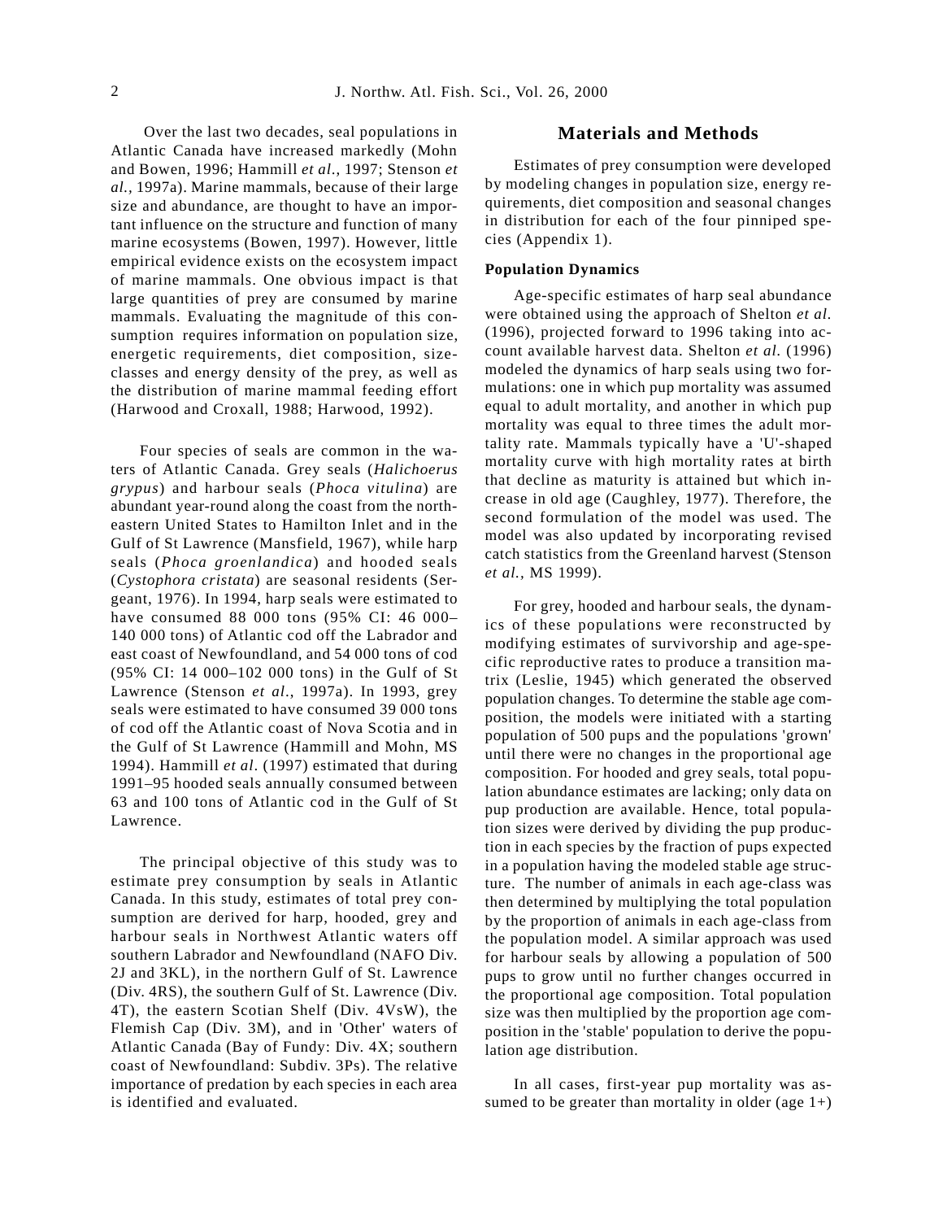Over the last two decades, seal populations in Atlantic Canada have increased markedly (Mohn and Bowen, 1996; Hammill *et al.*, 1997; Stenson *et al.*, 1997a). Marine mammals, because of their large size and abundance, are thought to have an important influence on the structure and function of many marine ecosystems (Bowen, 1997). However, little empirical evidence exists on the ecosystem impact of marine mammals. One obvious impact is that large quantities of prey are consumed by marine mammals. Evaluating the magnitude of this consumption requires information on population size, energetic requirements, diet composition, size-classes and energy density of the prey, as well as the distribution of marine mammal feeding effort (Harwood and Croxall, 1988; Harwood, 1992).

Four species of seals are common in the waters of Atlantic Canada. Grey seals (*Halichoerus grypus*) and harbour seals (*Phoca vitulina*) are abundant year-round along the coast from the northeastern United States to Hamilton Inlet and in the Gulf of St Lawrence (Mansfield, 1967), while harp seals (*Phoca groenlandica*) and hooded seals (*Cystophora cristata*) are seasonal residents (Sergeant, 1976). In 1994, harp seals were estimated to have consumed 88 000 tons (95% CI: 46 000–140 000 tons) of Atlantic cod off the Labrador and east coast of Newfoundland, and 54 000 tons of cod (95% CI: 14 000–102 000 tons) in the Gulf of St Lawrence (Stenson *et al*., 1997a). In 1993, grey seals were estimated to have consumed 39 000 tons of cod off the Atlantic coast of Nova Scotia and in the Gulf of St Lawrence (Hammill and Mohn, MS 1994). Hammill *et al*. (1997) estimated that during 1991–95 hooded seals annually consumed between 63 and 100 tons of Atlantic cod in the Gulf of St Lawrence.

The principal objective of this study was to estimate prey consumption by seals in Atlantic Canada. In this study, estimates of total prey consumption are derived for harp, hooded, grey and harbour seals in Northwest Atlantic waters off southern Labrador and Newfoundland (NAFO Div. 2J and 3KL), in the northern Gulf of St. Lawrence (Div. 4RS), the southern Gulf of St. Lawrence (Div. 4T), the eastern Scotian Shelf (Div. 4VsW), the Flemish Cap (Div. 3M), and in 'Other' waters of Atlantic Canada (Bay of Fundy: Div. 4X; southern coast of Newfoundland: Subdiv. 3Ps). The relative importance of predation by each species in each area is identified and evaluated.

## Materials and Methods

Estimates of prey consumption were developed by modeling changes in population size, energy requirements, diet composition and seasonal changes in distribution for each of the four pinniped species (Appendix 1).

### Population Dynamics

Age-specific estimates of harp seal abundance were obtained using the approach of Shelton *et al*. (1996), projected forward to 1996 taking into account available harvest data. Shelton *et al.* (1996) modeled the dynamics of harp seals using two formulations: one in which pup mortality was assumed equal to adult mortality, and another in which pup mortality was equal to three times the adult mortality rate. Mammals typically have a 'U'-shaped mortality curve with high mortality rates at birth that decline as maturity is attained but which increase in old age (Caughley, 1977). Therefore, the second formulation of the model was used. The model was also updated by incorporating revised catch statistics from the Greenland harvest (Stenson *et al.*, MS 1999).

For grey, hooded and harbour seals, the dynamics of these populations were reconstructed by modifying estimates of survivorship and age-specific reproductive rates to produce a transition matrix (Leslie, 1945) which generated the observed population changes. To determine the stable age composition, the models were initiated with a starting population of 500 pups and the populations 'grown' until there were no changes in the proportional age composition. For hooded and grey seals, total population abundance estimates are lacking; only data on pup production are available. Hence, total population sizes were derived by dividing the pup production in each species by the fraction of pups expected in a population having the modeled stable age structure. The number of animals in each age-class was then determined by multiplying the total population by the proportion of animals in each age-class from the population model. A similar approach was used for harbour seals by allowing a population of 500 pups to grow until no further changes occurred in the proportional age composition. Total population size was then multiplied by the proportion age composition in the 'stable' population to derive the population age distribution.

In all cases, first-year pup mortality was assumed to be greater than mortality in older (age 1+)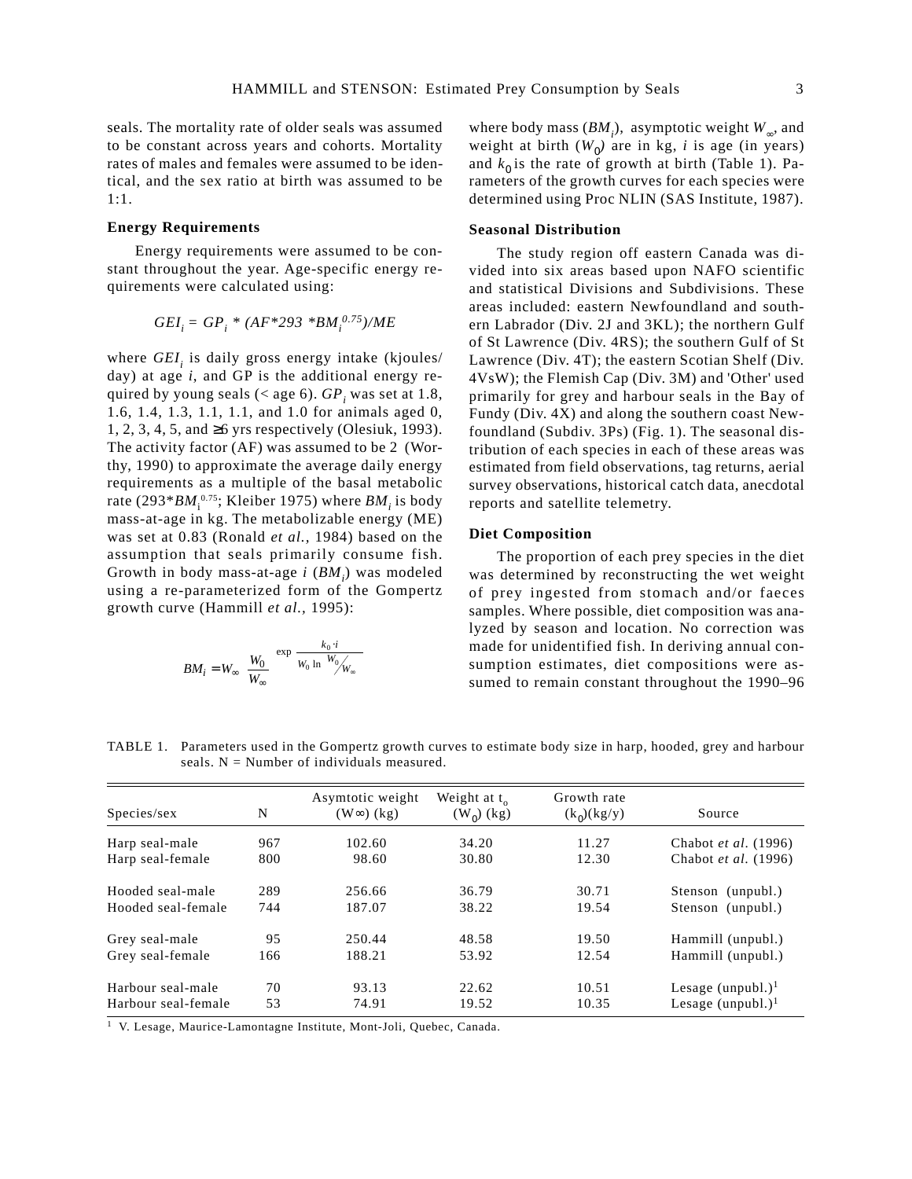seals. The mortality rate of older seals was assumed to be constant across years and cohorts. Mortality rates of males and females were assumed to be identical, and the sex ratio at birth was assumed to be 1:1.

**Energy Requirements**

Energy requirements were assumed to be constant throughout the year. Age-specific energy requirements were calculated using:

$$GEI_i = GP_i * (AF*293 *BM_i^{0.75})/ME$$

where $GEI_i$ is daily gross energy intake (kjoules/day) at age $i$, and GP is the additional energy required by young seals (< age 6). $GP_i$ was set at 1.8, 1.6, 1.4, 1.3, 1.1, 1.1, and 1.0 for animals aged 0, 1, 2, 3, 4, 5, and ≥6 yrs respectively (Olesiuk, 1993). The activity factor (AF) was assumed to be 2 (Worthy, 1990) to approximate the average daily energy requirements as a multiple of the basal metabolic rate ($293*BM_i^{0.75}$; Kleiber 1975) where $BM_i$ is body mass-at-age in kg. The metabolizable energy (ME) was set at 0.83 (Ronald *et al.*, 1984) based on the assumption that seals primarily consume fish. Growth in body mass-at-age $i$ ($BM_i$) was modeled using a re-parameterized form of the Gompertz growth curve (Hammill *et al.*, 1995):

$$BM_i = W_\infty \left( \frac{W_0}{W_\infty} \right)^{\exp\left( \frac{k_0 \cdot i}{W_0 \ln \frac{W_0}{W_\infty}} \right)}$$

where body mass ($BM_i$), asymptotic weight $W_\infty$, and weight at birth ($W_0$) are in kg, $i$ is age (in years) and $k_0$ is the rate of growth at birth (Table 1). Parameters of the growth curves for each species were determined using Proc NLIN (SAS Institute, 1987).

**Seasonal Distribution**

The study region off eastern Canada was divided into six areas based upon NAFO scientific and statistical Divisions and Subdivisions. These areas included: eastern Newfoundland and southern Labrador (Div. 2J and 3KL); the northern Gulf of St Lawrence (Div. 4RS); the southern Gulf of St Lawrence (Div. 4T); the eastern Scotian Shelf (Div. 4VsW); the Flemish Cap (Div. 3M) and 'Other' used primarily for grey and harbour seals in the Bay of Fundy (Div. 4X) and along the southern coast Newfoundland (Subdiv. 3Ps) (Fig. 1). The seasonal distribution of each species in each of these areas was estimated from field observations, tag returns, aerial survey observations, historical catch data, anecdotal reports and satellite telemetry.

**Diet Composition**

The proportion of each prey species in the diet was determined by reconstructing the wet weight of prey ingested from stomach and/or faeces samples. Where possible, diet composition was analyzed by season and location. No correction was made for unidentified fish. In deriving annual consumption estimates, diet compositions were assumed to remain constant throughout the 1990–96

TABLE 1. Parameters used in the Gompertz growth curves to estimate body size in harp, hooded, grey and harbour seals. N = Number of individuals measured.

| Species/sex | N | Asymtotic weight ($W\infty$) (kg) | Weight at $t_o$ ($W_0$) (kg) | Growth rate ($k_0$)(kg/y) | Source |
|---|---|---|---|---|---|
| Harp seal-male | 967 | 102.60 | 34.20 | 11.27 | Chabot *et al.* (1996) |
| Harp seal-female | 800 | 98.60 | 30.80 | 12.30 | Chabot *et al.* (1996) |
| Hooded seal-male | 289 | 256.66 | 36.79 | 30.71 | Stenson (unpubl.) |
| Hooded seal-female | 744 | 187.07 | 38.22 | 19.54 | Stenson (unpubl.) |
| Grey seal-male | 95 | 250.44 | 48.58 | 19.50 | Hammill (unpubl.) |
| Grey seal-female | 166 | 188.21 | 53.92 | 12.54 | Hammill (unpubl.) |
| Harbour seal-male | 70 | 93.13 | 22.62 | 10.51 | Lesage (unpubl.)[1] |
| Harbour seal-female | 53 | 74.91 | 19.52 | 10.35 | Lesage (unpubl.)[1] |

[1] V. Lesage, Maurice-Lamontagne Institute, Mont-Joli, Quebec, Canada.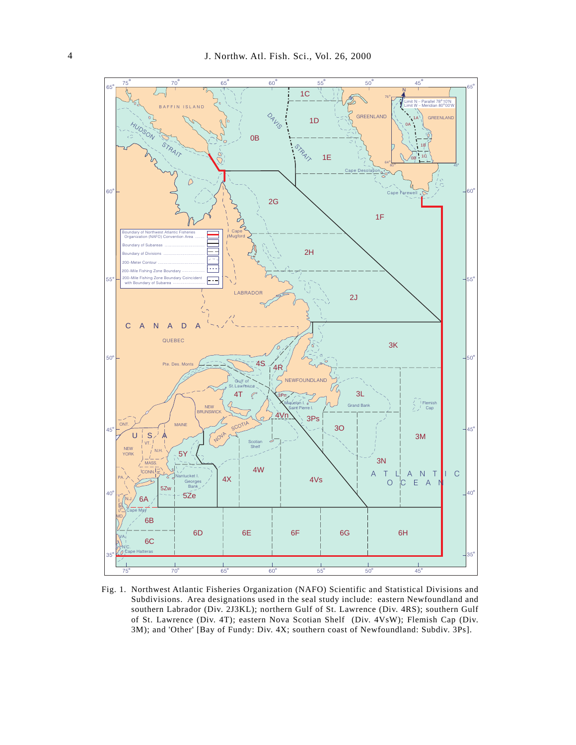Fig. 1. Northwest Atlantic Fisheries Organization (NAFO) Scientific and Statistical Divisions and Subdivisions. Area designations used in the seal study include: eastern Newfoundland and southern Labrador (Div. 2J3KL); northern Gulf of St. Lawrence (Div. 4RS); southern Gulf of St. Lawrence (Div. 4T); eastern Nova Scotian Shelf (Div. 4VsW); Flemish Cap (Div. 3M); and 'Other' [Bay of Fundy: Div. 4X; southern coast of Newfoundland: Subdiv. 3Ps].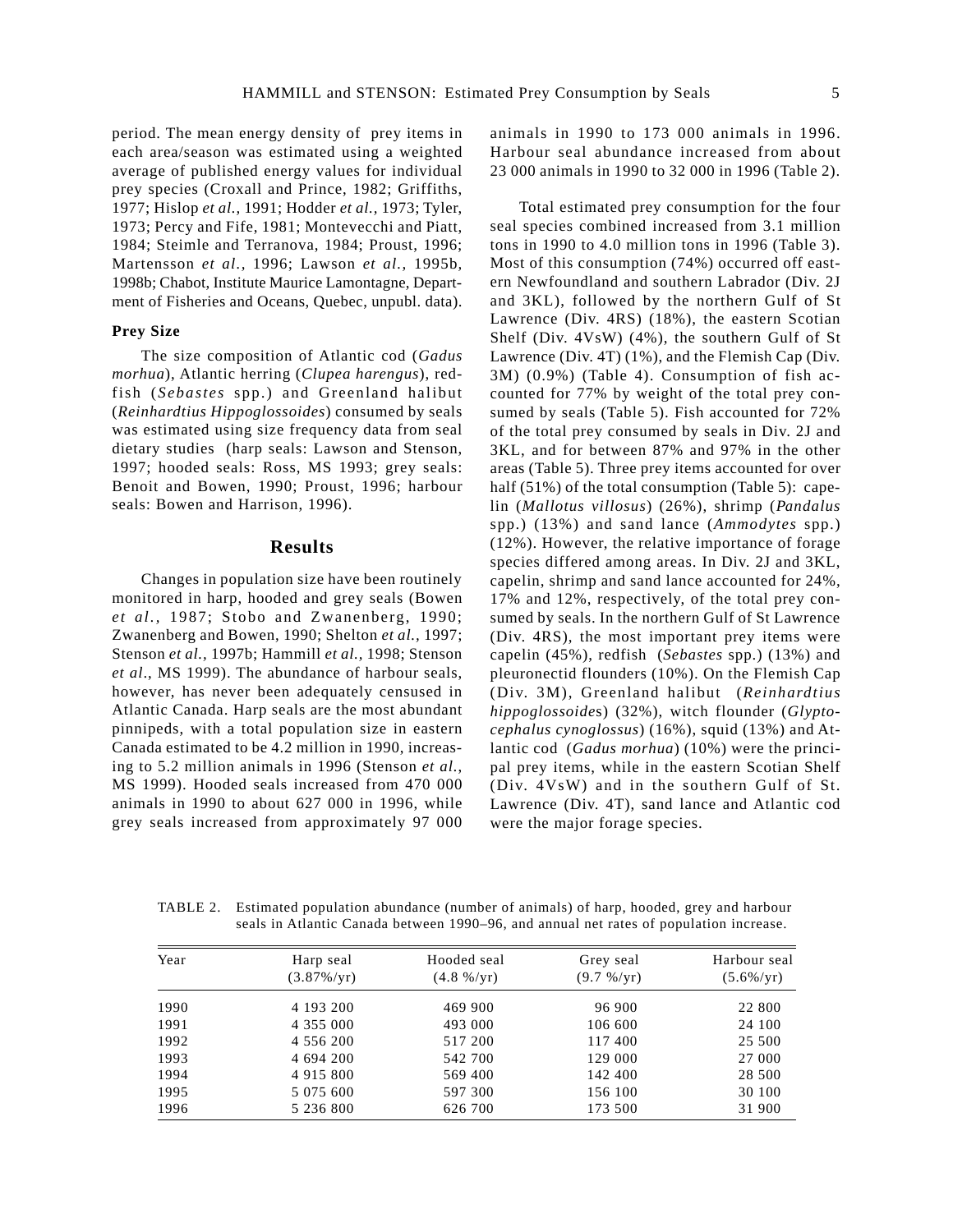period. The mean energy density of prey items in each area/season was estimated using a weighted average of published energy values for individual prey species (Croxall and Prince, 1982; Griffiths, 1977; Hislop *et al.*, 1991; Hodder *et al.*, 1973; Tyler, 1973; Percy and Fife, 1981; Montevecchi and Piatt, 1984; Steimle and Terranova, 1984; Proust, 1996; Martensson *et al.*, 1996; Lawson *et al.*, 1995b, 1998b; Chabot, Institute Maurice Lamontagne, Department of Fisheries and Oceans, Quebec, unpubl. data).

### Prey Size

The size composition of Atlantic cod (*Gadus morhua*), Atlantic herring (*Clupea harengus*), redfish (*Sebastes* spp.) and Greenland halibut (*Reinhardtius Hippoglossoides*) consumed by seals was estimated using size frequency data from seal dietary studies (harp seals: Lawson and Stenson, 1997; hooded seals: Ross, MS 1993; grey seals: Benoit and Bowen, 1990; Proust, 1996; harbour seals: Bowen and Harrison, 1996).

## Results

Changes in population size have been routinely monitored in harp, hooded and grey seals (Bowen *et al.*, 1987; Stobo and Zwanenberg, 1990; Zwanenberg and Bowen, 1990; Shelton *et al.*, 1997; Stenson *et al.*, 1997b; Hammill *et al.*, 1998; Stenson *et al*., MS 1999). The abundance of harbour seals, however, has never been adequately censused in Atlantic Canada. Harp seals are the most abundant pinnipeds, with a total population size in eastern Canada estimated to be 4.2 million in 1990, increasing to 5.2 million animals in 1996 (Stenson *et al.*, MS 1999). Hooded seals increased from 470 000 animals in 1990 to about 627 000 in 1996, while grey seals increased from approximately 97 000 animals in 1990 to 173 000 animals in 1996. Harbour seal abundance increased from about 23 000 animals in 1990 to 32 000 in 1996 (Table 2).

Total estimated prey consumption for the four seal species combined increased from 3.1 million tons in 1990 to 4.0 million tons in 1996 (Table 3). Most of this consumption (74%) occurred off eastern Newfoundland and southern Labrador (Div. 2J and 3KL), followed by the northern Gulf of St Lawrence (Div. 4RS) (18%), the eastern Scotian Shelf (Div. 4VsW) (4%), the southern Gulf of St Lawrence (Div. 4T) (1%), and the Flemish Cap (Div. 3M) (0.9%) (Table 4). Consumption of fish accounted for 77% by weight of the total prey consumed by seals (Table 5). Fish accounted for 72% of the total prey consumed by seals in Div. 2J and 3KL, and for between 87% and 97% in the other areas (Table 5). Three prey items accounted for over half (51%) of the total consumption (Table 5): capelin (*Mallotus villosus*) (26%), shrimp (*Pandalus* spp.) (13%) and sand lance (*Ammodytes* spp.) (12%). However, the relative importance of forage species differed among areas. In Div. 2J and 3KL, capelin, shrimp and sand lance accounted for 24%, 17% and 12%, respectively, of the total prey consumed by seals. In the northern Gulf of St Lawrence (Div. 4RS), the most important prey items were capelin (45%), redfish (*Sebastes* spp.) (13%) and pleuronectid flounders (10%). On the Flemish Cap (Div. 3M), Greenland halibut (*Reinhardtius hippoglossoides*) (32%), witch flounder (*Glyptocephalus cynoglossus*) (16%), squid (13%) and Atlantic cod (*Gadus morhua*) (10%) were the principal prey items, while in the eastern Scotian Shelf (Div. 4VsW) and in the southern Gulf of St. Lawrence (Div. 4T), sand lance and Atlantic cod were the major forage species.

TABLE 2. Estimated population abundance (number of animals) of harp, hooded, grey and harbour seals in Atlantic Canada between 1990–96, and annual net rates of population increase.

| Year | Harp seal (3.87%/yr) | Hooded seal (4.8 %/yr) | Grey seal (9.7 %/yr) | Harbour seal (5.6%/yr) |
|---|---|---|---|---|
| 1990 | 4 193 200 | 469 900 | 96 900 | 22 800 |
| 1991 | 4 355 000 | 493 000 | 106 600 | 24 100 |
| 1992 | 4 556 200 | 517 200 | 117 400 | 25 500 |
| 1993 | 4 694 200 | 542 700 | 129 000 | 27 000 |
| 1994 | 4 915 800 | 569 400 | 142 400 | 28 500 |
| 1995 | 5 075 600 | 597 300 | 156 100 | 30 100 |
| 1996 | 5 236 800 | 626 700 | 173 500 | 31 900 |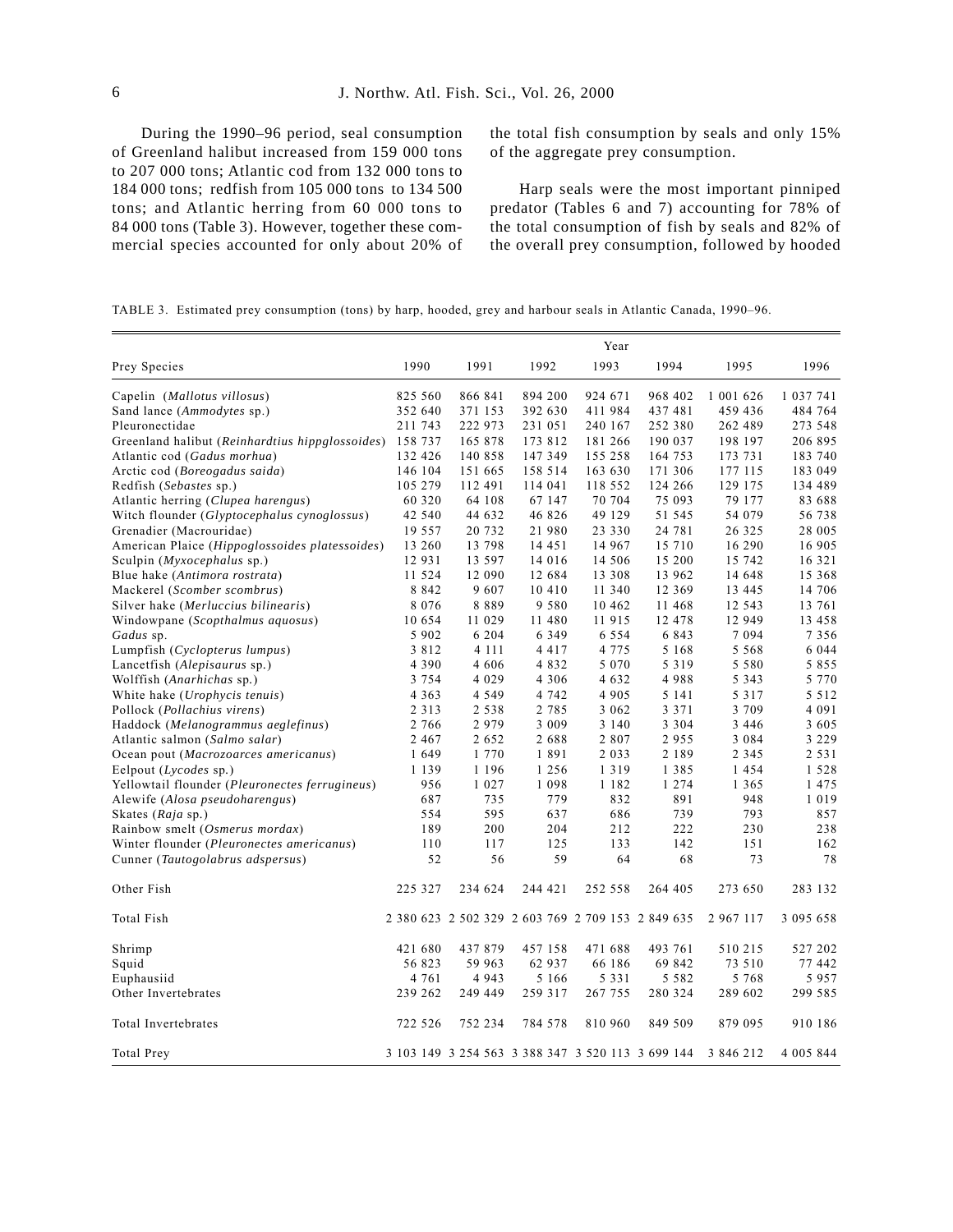During the 1990–96 period, seal consumption of Greenland halibut increased from 159 000 tons to 207 000 tons; Atlantic cod from 132 000 tons to 184 000 tons; redfish from 105 000 tons to 134 500 tons; and Atlantic herring from 60 000 tons to 84 000 tons (Table 3). However, together these commercial species accounted for only about 20% of the total fish consumption by seals and only 15% of the aggregate prey consumption.

Harp seals were the most important pinniped predator (Tables 6 and 7) accounting for 78% of the total consumption of fish by seals and 82% of the overall prey consumption, followed by hooded

TABLE 3. Estimated prey consumption (tons) by harp, hooded, grey and harbour seals in Atlantic Canada, 1990–96.

| | Year | | | | | | |
|---|---|---|---|---|---|---|---|
| Prey Species | 1990 | 1991 | 1992 | 1993 | 1994 | 1995 | 1996 |
| Capelin (*Mallotus villosus*) | 825 560 | 866 841 | 894 200 | 924 671 | 968 402 | 1 001 626 | 1 037 741 |
| Sand lance (*Ammodytes* sp.) | 352 640 | 371 153 | 392 630 | 411 984 | 437 481 | 459 436 | 484 764 |
| Pleuronectidae | 211 743 | 222 973 | 231 051 | 240 167 | 252 380 | 262 489 | 273 548 |
| Greenland halibut (*Reinhardtius hippglossoides*) | 158 737 | 165 878 | 173 812 | 181 266 | 190 037 | 198 197 | 206 895 |
| Atlantic cod (*Gadus morhua*) | 132 426 | 140 858 | 147 349 | 155 258 | 164 753 | 173 731 | 183 740 |
| Arctic cod (*Boreogadus saida*) | 146 104 | 151 665 | 158 514 | 163 630 | 171 306 | 177 115 | 183 049 |
| Redfish (*Sebastes* sp.) | 105 279 | 112 491 | 114 041 | 118 552 | 124 266 | 129 175 | 134 489 |
| Atlantic herring (*Clupea harengus*) | 60 320 | 64 108 | 67 147 | 70 704 | 75 093 | 79 177 | 83 688 |
| Witch flounder (*Glyptocephalus cynoglossus*) | 42 540 | 44 632 | 46 826 | 49 129 | 51 545 | 54 079 | 56 738 |
| Grenadier (Macrouridae) | 19 557 | 20 732 | 21 980 | 23 330 | 24 781 | 26 325 | 28 005 |
| American Plaice (*Hippoglossoides platessoides*) | 13 260 | 13 798 | 14 451 | 14 967 | 15 710 | 16 290 | 16 905 |
| Sculpin (*Myxocephalus* sp.) | 12 931 | 13 597 | 14 016 | 14 506 | 15 200 | 15 742 | 16 321 |
| Blue hake (*Antimora rostrata*) | 11 524 | 12 090 | 12 684 | 13 308 | 13 962 | 14 648 | 15 368 |
| Mackerel (*Scomber scombrus*) | 8 842 | 9 607 | 10 410 | 11 340 | 12 369 | 13 445 | 14 706 |
| Silver hake (*Merluccius bilinearis*) | 8 076 | 8 889 | 9 580 | 10 462 | 11 468 | 12 543 | 13 761 |
| Windowpane (*Scopthalmus aquosus*) | 10 654 | 11 029 | 11 480 | 11 915 | 12 478 | 12 949 | 13 458 |
| *Gadus* sp. | 5 902 | 6 204 | 6 349 | 6 554 | 6 843 | 7 094 | 7 356 |
| Lumpfish (*Cyclopterus lumpus*) | 3 812 | 4 111 | 4 417 | 4 775 | 5 168 | 5 568 | 6 044 |
| Lancetfish (*Alepisaurus* sp.) | 4 390 | 4 606 | 4 832 | 5 070 | 5 319 | 5 580 | 5 855 |
| Wolffish (*Anarhichas* sp.) | 3 754 | 4 029 | 4 306 | 4 632 | 4 988 | 5 343 | 5 770 |
| White hake (*Urophycis tenuis*) | 4 363 | 4 549 | 4 742 | 4 905 | 5 141 | 5 317 | 5 512 |
| Pollock (*Pollachius virens*) | 2 313 | 2 538 | 2 785 | 3 062 | 3 371 | 3 709 | 4 091 |
| Haddock (*Melanogrammus aeglefinus*) | 2 766 | 2 979 | 3 009 | 3 140 | 3 304 | 3 446 | 3 605 |
| Atlantic salmon (*Salmo salar*) | 2 467 | 2 652 | 2 688 | 2 807 | 2 955 | 3 084 | 3 229 |
| Ocean pout (*Macrozoarces americanus*) | 1 649 | 1 770 | 1 891 | 2 033 | 2 189 | 2 345 | 2 531 |
| Eelpout (*Lycodes* sp.) | 1 139 | 1 196 | 1 256 | 1 319 | 1 385 | 1 454 | 1 528 |
| Yellowtail flounder (*Pleuronectes ferrugineus*) | 956 | 1 027 | 1 098 | 1 182 | 1 274 | 1 365 | 1 475 |
| Alewife (*Alosa pseudoharengus*) | 687 | 735 | 779 | 832 | 891 | 948 | 1 019 |
| Skates (*Raja* sp.) | 554 | 595 | 637 | 686 | 739 | 793 | 857 |
| Rainbow smelt (*Osmerus mordax*) | 189 | 200 | 204 | 212 | 222 | 230 | 238 |
| Winter flounder (*Pleuronectes americanus*) | 110 | 117 | 125 | 133 | 142 | 151 | 162 |
| Cunner (*Tautogolabrus adspersus*) | 52 | 56 | 59 | 64 | 68 | 73 | 78 |
| Other Fish | 225 327 | 234 624 | 244 421 | 252 558 | 264 405 | 273 650 | 283 132 |
| Total Fish | 2 380 623 | 2 502 329 | 2 603 769 | 2 709 153 | 2 849 635 | 2 967 117 | 3 095 658 |
| Shrimp | 421 680 | 437 879 | 457 158 | 471 688 | 493 761 | 510 215 | 527 202 |
| Squid | 56 823 | 59 963 | 62 937 | 66 186 | 69 842 | 73 510 | 77 442 |
| Euphausiid | 4 761 | 4 943 | 5 166 | 5 331 | 5 582 | 5 768 | 5 957 |
| Other Invertebrates | 239 262 | 249 449 | 259 317 | 267 755 | 280 324 | 289 602 | 299 585 |
| Total Invertebrates | 722 526 | 752 234 | 784 578 | 810 960 | 849 509 | 879 095 | 910 186 |
| Total Prey | 3 103 149 | 3 254 563 | 3 388 347 | 3 520 113 | 3 699 144 | 3 846 212 | 4 005 844 |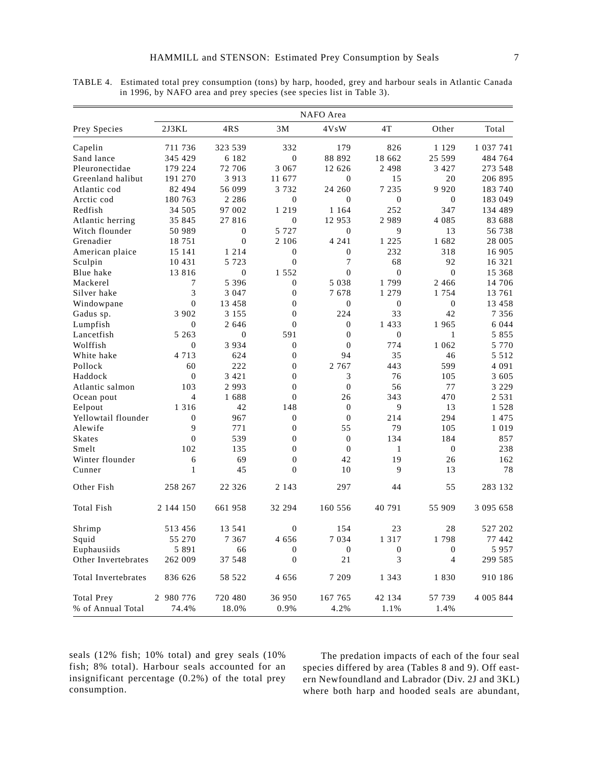TABLE 4. Estimated total prey consumption (tons) by harp, hooded, grey and harbour seals in Atlantic Canada in 1996, by NAFO area and prey species (see species list in Table 3).

| Prey Species | NAFO Area | | | | | | |
|---|---|---|---|---|---|---|---|
| | 2J3KL | 4RS | 3M | 4VsW | 4T | Other | Total |
| Capelin | 711 736 | 323 539 | 332 | 179 | 826 | 1 129 | 1 037 741 |
| Sand lance | 345 429 | 6 182 | 0 | 88 892 | 18 662 | 25 599 | 484 764 |
| Pleuronectidae | 179 224 | 72 706 | 3 067 | 12 626 | 2 498 | 3 427 | 273 548 |
| Greenland halibut | 191 270 | 3 913 | 11 677 | 0 | 15 | 20 | 206 895 |
| Atlantic cod | 82 494 | 56 099 | 3 732 | 24 260 | 7 235 | 9 920 | 183 740 |
| Arctic cod | 180 763 | 2 286 | 0 | 0 | 0 | 0 | 183 049 |
| Redfish | 34 505 | 97 002 | 1 219 | 1 164 | 252 | 347 | 134 489 |
| Atlantic herring | 35 845 | 27 816 | 0 | 12 953 | 2 989 | 4 085 | 83 688 |
| Witch flounder | 50 989 | 0 | 5 727 | 0 | 9 | 13 | 56 738 |
| Grenadier | 18 751 | 0 | 2 106 | 4 241 | 1 225 | 1 682 | 28 005 |
| American plaice | 15 141 | 1 214 | 0 | 0 | 232 | 318 | 16 905 |
| Sculpin | 10 431 | 5 723 | 0 | 7 | 68 | 92 | 16 321 |
| Blue hake | 13 816 | 0 | 1 552 | 0 | 0 | 0 | 15 368 |
| Mackerel | 7 | 5 396 | 0 | 5 038 | 1 799 | 2 466 | 14 706 |
| Silver hake | 3 | 3 047 | 0 | 7 678 | 1 279 | 1 754 | 13 761 |
| Windowpane | 0 | 13 458 | 0 | 0 | 0 | 0 | 13 458 |
| Gadus sp. | 3 902 | 3 155 | 0 | 224 | 33 | 42 | 7 356 |
| Lumpfish | 0 | 2 646 | 0 | 0 | 1 433 | 1 965 | 6 044 |
| Lancetfish | 5 263 | 0 | 591 | 0 | 0 | 1 | 5 855 |
| Wolffish | 0 | 3 934 | 0 | 0 | 774 | 1 062 | 5 770 |
| White hake | 4 713 | 624 | 0 | 94 | 35 | 46 | 5 512 |
| Pollock | 60 | 222 | 0 | 2 767 | 443 | 599 | 4 091 |
| Haddock | 0 | 3 421 | 0 | 3 | 76 | 105 | 3 605 |
| Atlantic salmon | 103 | 2 993 | 0 | 0 | 56 | 77 | 3 229 |
| Ocean pout | 4 | 1 688 | 0 | 26 | 343 | 470 | 2 531 |
| Eelpout | 1 316 | 42 | 148 | 0 | 9 | 13 | 1 528 |
| Yellowtail flounder | 0 | 967 | 0 | 0 | 214 | 294 | 1 475 |
| Alewife | 9 | 771 | 0 | 55 | 79 | 105 | 1 019 |
| Skates | 0 | 539 | 0 | 0 | 134 | 184 | 857 |
| Smelt | 102 | 135 | 0 | 0 | 1 | 0 | 238 |
| Winter flounder | 6 | 69 | 0 | 42 | 19 | 26 | 162 |
| Cunner | 1 | 45 | 0 | 10 | 9 | 13 | 78 |
| Other Fish | 258 267 | 22 326 | 2 143 | 297 | 44 | 55 | 283 132 |
| Total Fish | 2 144 150 | 661 958 | 32 294 | 160 556 | 40 791 | 55 909 | 3 095 658 |
| Shrimp | 513 456 | 13 541 | 0 | 154 | 23 | 28 | 527 202 |
| Squid | 55 270 | 7 367 | 4 656 | 7 034 | 1 317 | 1 798 | 77 442 |
| Euphausiids | 5 891 | 66 | 0 | 0 | 0 | 0 | 5 957 |
| Other Invertebrates | 262 009 | 37 548 | 0 | 21 | 3 | 4 | 299 585 |
| Total Invertebrates | 836 626 | 58 522 | 4 656 | 7 209 | 1 343 | 1 830 | 910 186 |
| Total Prey | 2 980 776 | 720 480 | 36 950 | 167 765 | 42 134 | 57 739 | 4 005 844 |
| % of Annual Total | 74.4% | 18.0% | 0.9% | 4.2% | 1.1% | 1.4% | |

seals (12% fish; 10% total) and grey seals (10% fish; 8% total). Harbour seals accounted for an insignificant percentage (0.2%) of the total prey consumption.

The predation impacts of each of the four seal species differed by area (Tables 8 and 9). Off eastern Newfoundland and Labrador (Div. 2J and 3KL) where both harp and hooded seals are abundant,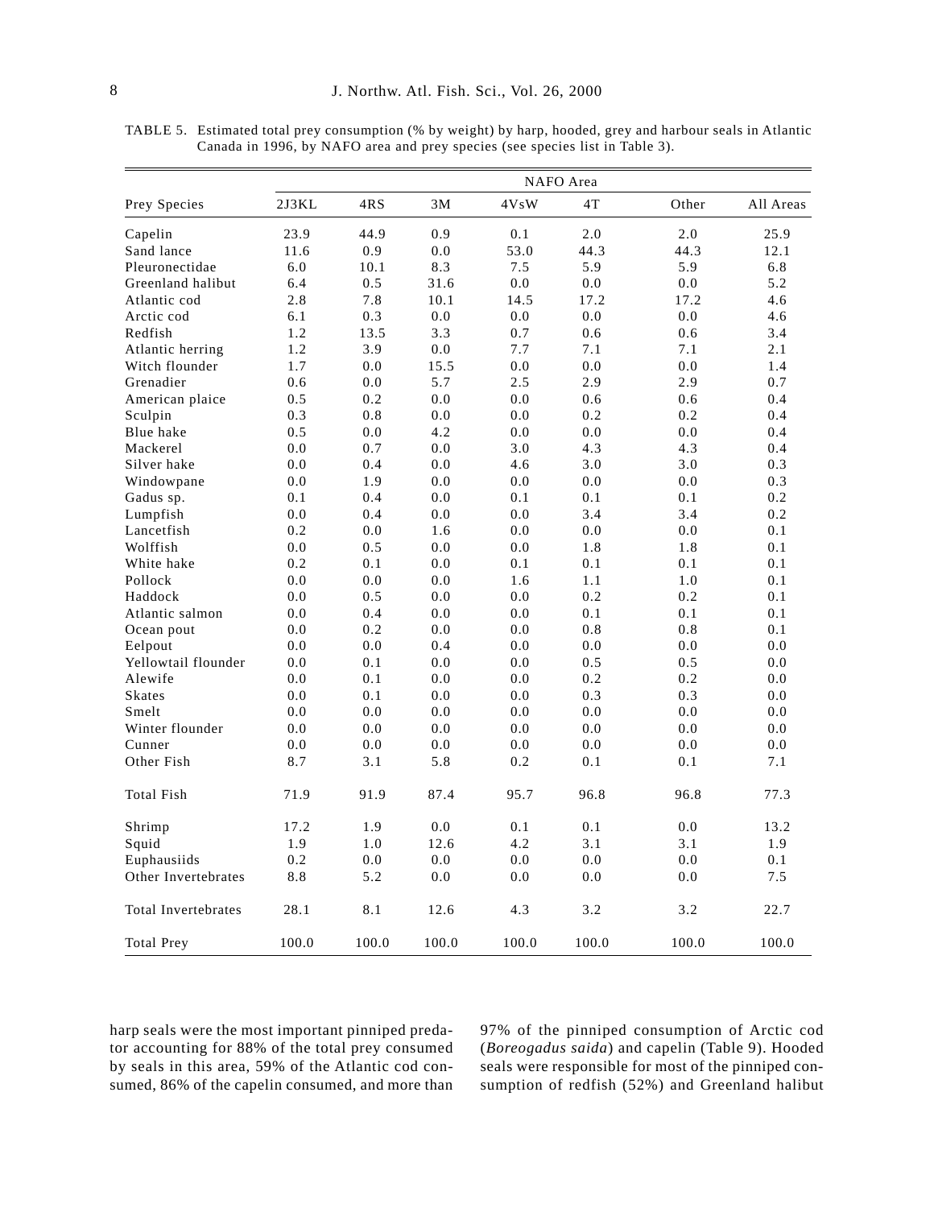TABLE 5. Estimated total prey consumption (% by weight) by harp, hooded, grey and harbour seals in Atlantic Canada in 1996, by NAFO area and prey species (see species list in Table 3).

| Prey Species | NAFO Area | | | | | | |
|---|---|---|---|---|---|---|---|
| | 2J3KL | 4RS | 3M | 4VsW | 4T | Other | All Areas |
| Capelin | 23.9 | 44.9 | 0.9 | 0.1 | 2.0 | 2.0 | 25.9 |
| Sand lance | 11.6 | 0.9 | 0.0 | 53.0 | 44.3 | 44.3 | 12.1 |
| Pleuronectidae | 6.0 | 10.1 | 8.3 | 7.5 | 5.9 | 5.9 | 6.8 |
| Greenland halibut | 6.4 | 0.5 | 31.6 | 0.0 | 0.0 | 0.0 | 5.2 |
| Atlantic cod | 2.8 | 7.8 | 10.1 | 14.5 | 17.2 | 17.2 | 4.6 |
| Arctic cod | 6.1 | 0.3 | 0.0 | 0.0 | 0.0 | 0.0 | 4.6 |
| Redfish | 1.2 | 13.5 | 3.3 | 0.7 | 0.6 | 0.6 | 3.4 |
| Atlantic herring | 1.2 | 3.9 | 0.0 | 7.7 | 7.1 | 7.1 | 2.1 |
| Witch flounder | 1.7 | 0.0 | 15.5 | 0.0 | 0.0 | 0.0 | 1.4 |
| Grenadier | 0.6 | 0.0 | 5.7 | 2.5 | 2.9 | 2.9 | 0.7 |
| American plaice | 0.5 | 0.2 | 0.0 | 0.0 | 0.6 | 0.6 | 0.4 |
| Sculpin | 0.3 | 0.8 | 0.0 | 0.0 | 0.2 | 0.2 | 0.4 |
| Blue hake | 0.5 | 0.0 | 4.2 | 0.0 | 0.0 | 0.0 | 0.4 |
| Mackerel | 0.0 | 0.7 | 0.0 | 3.0 | 4.3 | 4.3 | 0.4 |
| Silver hake | 0.0 | 0.4 | 0.0 | 4.6 | 3.0 | 3.0 | 0.3 |
| Windowpane | 0.0 | 1.9 | 0.0 | 0.0 | 0.0 | 0.0 | 0.3 |
| Gadus sp. | 0.1 | 0.4 | 0.0 | 0.1 | 0.1 | 0.1 | 0.2 |
| Lumpfish | 0.0 | 0.4 | 0.0 | 0.0 | 3.4 | 3.4 | 0.2 |
| Lancetfish | 0.2 | 0.0 | 1.6 | 0.0 | 0.0 | 0.0 | 0.1 |
| Wolffish | 0.0 | 0.5 | 0.0 | 0.0 | 1.8 | 1.8 | 0.1 |
| White hake | 0.2 | 0.1 | 0.0 | 0.1 | 0.1 | 0.1 | 0.1 |
| Pollock | 0.0 | 0.0 | 0.0 | 1.6 | 1.1 | 1.0 | 0.1 |
| Haddock | 0.0 | 0.5 | 0.0 | 0.0 | 0.2 | 0.2 | 0.1 |
| Atlantic salmon | 0.0 | 0.4 | 0.0 | 0.0 | 0.1 | 0.1 | 0.1 |
| Ocean pout | 0.0 | 0.2 | 0.0 | 0.0 | 0.8 | 0.8 | 0.1 |
| Eelpout | 0.0 | 0.0 | 0.4 | 0.0 | 0.0 | 0.0 | 0.0 |
| Yellowtail flounder | 0.0 | 0.1 | 0.0 | 0.0 | 0.5 | 0.5 | 0.0 |
| Alewife | 0.0 | 0.1 | 0.0 | 0.0 | 0.2 | 0.2 | 0.0 |
| Skates | 0.0 | 0.1 | 0.0 | 0.0 | 0.3 | 0.3 | 0.0 |
| Smelt | 0.0 | 0.0 | 0.0 | 0.0 | 0.0 | 0.0 | 0.0 |
| Winter flounder | 0.0 | 0.0 | 0.0 | 0.0 | 0.0 | 0.0 | 0.0 |
| Cunner | 0.0 | 0.0 | 0.0 | 0.0 | 0.0 | 0.0 | 0.0 |
| Other Fish | 8.7 | 3.1 | 5.8 | 0.2 | 0.1 | 0.1 | 7.1 |
| Total Fish | 71.9 | 91.9 | 87.4 | 95.7 | 96.8 | 96.8 | 77.3 |
| Shrimp | 17.2 | 1.9 | 0.0 | 0.1 | 0.1 | 0.0 | 13.2 |
| Squid | 1.9 | 1.0 | 12.6 | 4.2 | 3.1 | 3.1 | 1.9 |
| Euphausiids | 0.2 | 0.0 | 0.0 | 0.0 | 0.0 | 0.0 | 0.1 |
| Other Invertebrates | 8.8 | 5.2 | 0.0 | 0.0 | 0.0 | 0.0 | 7.5 |
| Total Invertebrates | 28.1 | 8.1 | 12.6 | 4.3 | 3.2 | 3.2 | 22.7 |
| Total Prey | 100.0 | 100.0 | 100.0 | 100.0 | 100.0 | 100.0 | 100.0 |

harp seals were the most important pinniped predator accounting for 88% of the total prey consumed by seals in this area, 59% of the Atlantic cod consumed, 86% of the capelin consumed, and more than 97% of the pinniped consumption of Arctic cod (*Boreogadus saida*) and capelin (Table 9). Hooded seals were responsible for most of the pinniped consumption of redfish (52%) and Greenland halibut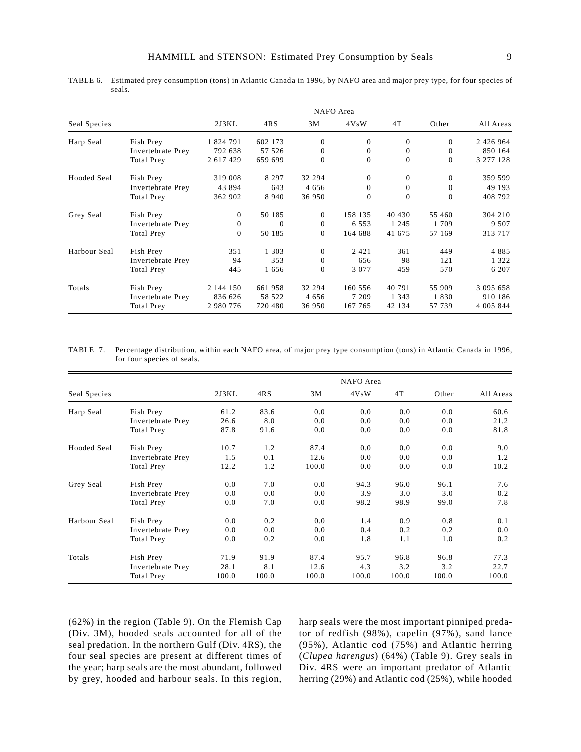TABLE 6. Estimated prey consumption (tons) in Atlantic Canada in 1996, by NAFO area and major prey type, for four species of seals.

| Seal Species | | NAFO Area | | | | | | |
|---|---|---|---|---|---|---|---|---|
| | | 2J3KL | 4RS | 3M | 4VsW | 4T | Other | All Areas |
| Harp Seal | Fish Prey | 1 824 791 | 602 173 | 0 | 0 | 0 | 0 | 2 426 964 |
| | Invertebrate Prey | 792 638 | 57 526 | 0 | 0 | 0 | 0 | 850 164 |
| | Total Prey | 2 617 429 | 659 699 | 0 | 0 | 0 | 0 | 3 277 128 |
| Hooded Seal | Fish Prey | 319 008 | 8 297 | 32 294 | 0 | 0 | 0 | 359 599 |
| | Invertebrate Prey | 43 894 | 643 | 4 656 | 0 | 0 | 0 | 49 193 |
| | Total Prey | 362 902 | 8 940 | 36 950 | 0 | 0 | 0 | 408 792 |
| Grey Seal | Fish Prey | 0 | 50 185 | 0 | 158 135 | 40 430 | 55 460 | 304 210 |
| | Invertebrate Prey | 0 | 0 | 0 | 6 553 | 1 245 | 1 709 | 9 507 |
| | Total Prey | 0 | 50 185 | 0 | 164 688 | 41 675 | 57 169 | 313 717 |
| Harbour Seal | Fish Prey | 351 | 1 303 | 0 | 2 421 | 361 | 449 | 4 885 |
| | Invertebrate Prey | 94 | 353 | 0 | 656 | 98 | 121 | 1 322 |
| | Total Prey | 445 | 1 656 | 0 | 3 077 | 459 | 570 | 6 207 |
| Totals | Fish Prey | 2 144 150 | 661 958 | 32 294 | 160 556 | 40 791 | 55 909 | 3 095 658 |
| | Invertebrate Prey | 836 626 | 58 522 | 4 656 | 7 209 | 1 343 | 1 830 | 910 186 |
| | Total Prey | 2 980 776 | 720 480 | 36 950 | 167 765 | 42 134 | 57 739 | 4 005 844 |

TABLE 7. Percentage distribution, within each NAFO area, of major prey type consumption (tons) in Atlantic Canada in 1996, for four species of seals.

| Seal Species | | NAFO Area | | | | | | |
|---|---|---|---|---|---|---|---|---|
| | | 2J3KL | 4RS | 3M | 4VsW | 4T | Other | All Areas |
| Harp Seal | Fish Prey | 61.2 | 83.6 | 0.0 | 0.0 | 0.0 | 0.0 | 60.6 |
| | Invertebrate Prey | 26.6 | 8.0 | 0.0 | 0.0 | 0.0 | 0.0 | 21.2 |
| | Total Prey | 87.8 | 91.6 | 0.0 | 0.0 | 0.0 | 0.0 | 81.8 |
| Hooded Seal | Fish Prey | 10.7 | 1.2 | 87.4 | 0.0 | 0.0 | 0.0 | 9.0 |
| | Invertebrate Prey | 1.5 | 0.1 | 12.6 | 0.0 | 0.0 | 0.0 | 1.2 |
| | Total Prey | 12.2 | 1.2 | 100.0 | 0.0 | 0.0 | 0.0 | 10.2 |
| Grey Seal | Fish Prey | 0.0 | 7.0 | 0.0 | 94.3 | 96.0 | 96.1 | 7.6 |
| | Invertebrate Prey | 0.0 | 0.0 | 0.0 | 3.9 | 3.0 | 3.0 | 0.2 |
| | Total Prey | 0.0 | 7.0 | 0.0 | 98.2 | 98.9 | 99.0 | 7.8 |
| Harbour Seal | Fish Prey | 0.0 | 0.2 | 0.0 | 1.4 | 0.9 | 0.8 | 0.1 |
| | Invertebrate Prey | 0.0 | 0.0 | 0.0 | 0.4 | 0.2 | 0.2 | 0.0 |
| | Total Prey | 0.0 | 0.2 | 0.0 | 1.8 | 1.1 | 1.0 | 0.2 |
| Totals | Fish Prey | 71.9 | 91.9 | 87.4 | 95.7 | 96.8 | 96.8 | 77.3 |
| | Invertebrate Prey | 28.1 | 8.1 | 12.6 | 4.3 | 3.2 | 3.2 | 22.7 |
| | Total Prey | 100.0 | 100.0 | 100.0 | 100.0 | 100.0 | 100.0 | 100.0 |

(62%) in the region (Table 9). On the Flemish Cap (Div. 3M), hooded seals accounted for all of the seal predation. In the northern Gulf (Div. 4RS), the four seal species are present at different times of the year; harp seals are the most abundant, followed by grey, hooded and harbour seals. In this region, harp seals were the most important pinniped predator of redfish (98%), capelin (97%), sand lance (95%), Atlantic cod (75%) and Atlantic herring (*Clupea harengus*) (64%) (Table 9). Grey seals in Div. 4RS were an important predator of Atlantic herring (29%) and Atlantic cod (25%), while hooded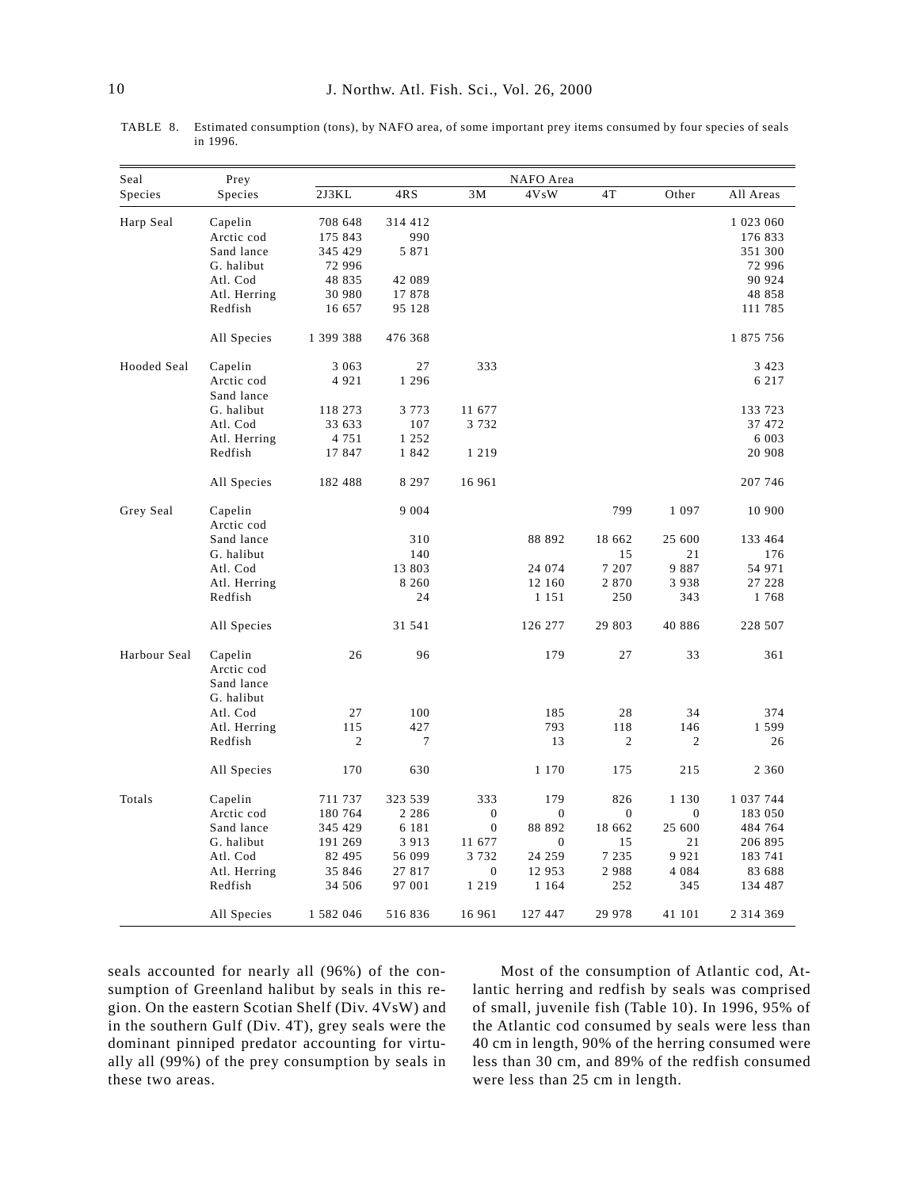TABLE 8. Estimated consumption (tons), by NAFO area, of some important prey items consumed by four species of seals in 1996.

| Seal Species | Prey Species | NAFO Area 2J3KL | 4RS | 3M | 4VsW | 4T | Other | All Areas |
|---|---|---|---|---|---|---|---|---|
| Harp Seal | Capelin | 708 648 | 314 412 | | | | | 1 023 060 |
| | Arctic cod | 175 843 | 990 | | | | | 176 833 |
| | Sand lance | 345 429 | 5 871 | | | | | 351 300 |
| | G. halibut | 72 996 | | | | | | 72 996 |
| | Atl. Cod | 48 835 | 42 089 | | | | | 90 924 |
| | Atl. Herring | 30 980 | 17 878 | | | | | 48 858 |
| | Redfish | 16 657 | 95 128 | | | | | 111 785 |
| | All Species | 1 399 388 | 476 368 | | | | | 1 875 756 |
| Hooded Seal | Capelin | 3 063 | 27 | 333 | | | | 3 423 |
| | Arctic cod | 4 921 | 1 296 | | | | | 6 217 |
| | Sand lance | | | | | | | |
| | G. halibut | 118 273 | 3 773 | 11 677 | | | | 133 723 |
| | Atl. Cod | 33 633 | 107 | 3 732 | | | | 37 472 |
| | Atl. Herring | 4 751 | 1 252 | | | | | 6 003 |
| | Redfish | 17 847 | 1 842 | 1 219 | | | | 20 908 |
| | All Species | 182 488 | 8 297 | 16 961 | | | | 207 746 |
| Grey Seal | Capelin | | 9 004 | | | 799 | 1 097 | 10 900 |
| | Arctic cod | | | | | | | |
| | Sand lance | | 310 | | 88 892 | 18 662 | 25 600 | 133 464 |
| | G. halibut | | 140 | | | 15 | 21 | 176 |
| | Atl. Cod | | 13 803 | | 24 074 | 7 207 | 9 887 | 54 971 |
| | Atl. Herring | | 8 260 | | 12 160 | 2 870 | 3 938 | 27 228 |
| | Redfish | | 24 | | 1 151 | 250 | 343 | 1 768 |
| | All Species | | 31 541 | | 126 277 | 29 803 | 40 886 | 228 507 |
| Harbour Seal | Capelin | 26 | 96 | | 179 | 27 | 33 | 361 |
| | Arctic cod | | | | | | | |
| | Sand lance | | | | | | | |
| | G. halibut | | | | | | | |
| | Atl. Cod | 27 | 100 | | 185 | 28 | 34 | 374 |
| | Atl. Herring | 115 | 427 | | 793 | 118 | 146 | 1 599 |
| | Redfish | 2 | 7 | | 13 | 2 | 2 | 26 |
| | All Species | 170 | 630 | | 1 170 | 175 | 215 | 2 360 |
| Totals | Capelin | 711 737 | 323 539 | 333 | 179 | 826 | 1 130 | 1 037 744 |
| | Arctic cod | 180 764 | 2 286 | 0 | 0 | 0 | 0 | 183 050 |
| | Sand lance | 345 429 | 6 181 | 0 | 88 892 | 18 662 | 25 600 | 484 764 |
| | G. halibut | 191 269 | 3 913 | 11 677 | 0 | 15 | 21 | 206 895 |
| | Atl. Cod | 82 495 | 56 099 | 3 732 | 24 259 | 7 235 | 9 921 | 183 741 |
| | Atl. Herring | 35 846 | 27 817 | 0 | 12 953 | 2 988 | 4 084 | 83 688 |
| | Redfish | 34 506 | 97 001 | 1 219 | 1 164 | 252 | 345 | 134 487 |
| | All Species | 1 582 046 | 516 836 | 16 961 | 127 447 | 29 978 | 41 101 | 2 314 369 |

seals accounted for nearly all (96%) of the consumption of Greenland halibut by seals in this region. On the eastern Scotian Shelf (Div. 4VsW) and in the southern Gulf (Div. 4T), grey seals were the dominant pinniped predator accounting for virtually all (99%) of the prey consumption by seals in these two areas.

Most of the consumption of Atlantic cod, Atlantic herring and redfish by seals was comprised of small, juvenile fish (Table 10). In 1996, 95% of the Atlantic cod consumed by seals were less than 40 cm in length, 90% of the herring consumed were less than 30 cm, and 89% of the redfish consumed were less than 25 cm in length.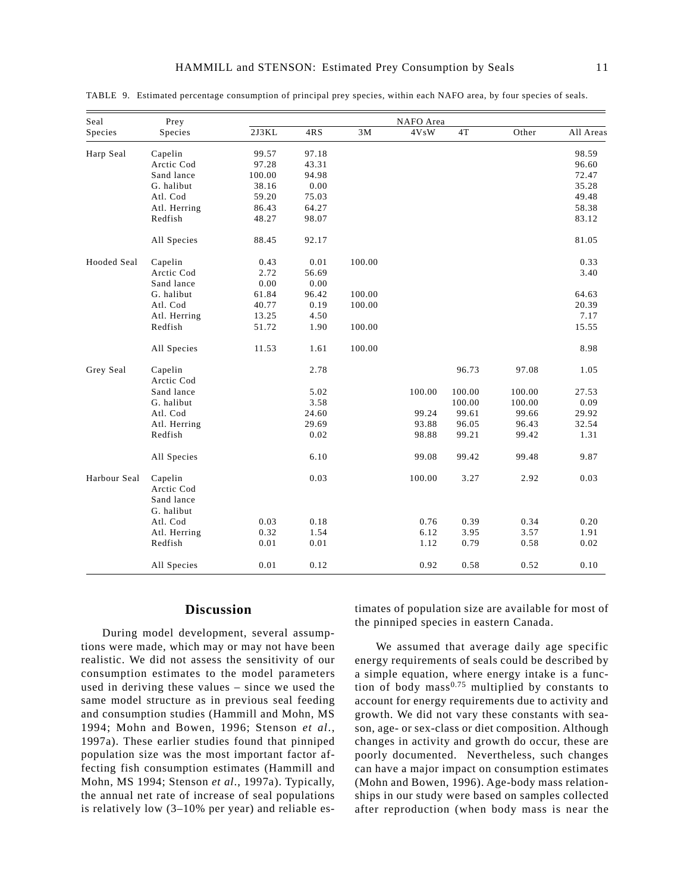TABLE 9. Estimated percentage consumption of principal prey species, within each NAFO area, by four species of seals.

| Seal Species | Prey Species | NAFO Area 2J3KL | 4RS | 3M | 4VsW | 4T | Other | All Areas |
|---|---|---|---|---|---|---|---|---|
| Harp Seal | Capelin | 99.57 | 97.18 | | | | | 98.59 |
| | Arctic Cod | 97.28 | 43.31 | | | | | 96.60 |
| | Sand lance | 100.00 | 94.98 | | | | | 72.47 |
| | G. halibut | 38.16 | 0.00 | | | | | 35.28 |
| | Atl. Cod | 59.20 | 75.03 | | | | | 49.48 |
| | Atl. Herring | 86.43 | 64.27 | | | | | 58.38 |
| | Redfish | 48.27 | 98.07 | | | | | 83.12 |
| | All Species | 88.45 | 92.17 | | | | | 81.05 |
| Hooded Seal | Capelin | 0.43 | 0.01 | 100.00 | | | | 0.33 |
| | Arctic Cod | 2.72 | 56.69 | | | | | 3.40 |
| | Sand lance | 0.00 | 0.00 | | | | | |
| | G. halibut | 61.84 | 96.42 | 100.00 | | | | 64.63 |
| | Atl. Cod | 40.77 | 0.19 | 100.00 | | | | 20.39 |
| | Atl. Herring | 13.25 | 4.50 | | | | | 7.17 |
| | Redfish | 51.72 | 1.90 | 100.00 | | | | 15.55 |
| | All Species | 11.53 | 1.61 | 100.00 | | | | 8.98 |
| Grey Seal | Capelin | | 2.78 | | | 96.73 | 97.08 | 1.05 |
| | Arctic Cod | | | | | | | |
| | Sand lance | | 5.02 | | 100.00 | 100.00 | 100.00 | 27.53 |
| | G. halibut | | 3.58 | | | 100.00 | 100.00 | 0.09 |
| | Atl. Cod | | 24.60 | | 99.24 | 99.61 | 99.66 | 29.92 |
| | Atl. Herring | | 29.69 | | 93.88 | 96.05 | 96.43 | 32.54 |
| | Redfish | | 0.02 | | 98.88 | 99.21 | 99.42 | 1.31 |
| | All Species | | 6.10 | | 99.08 | 99.42 | 99.48 | 9.87 |
| Harbour Seal | Capelin | | 0.03 | | 100.00 | 3.27 | 2.92 | 0.03 |
| | Arctic Cod | | | | | | | |
| | Sand lance | | | | | | | |
| | G. halibut | | | | | | | |
| | Atl. Cod | 0.03 | 0.18 | | 0.76 | 0.39 | 0.34 | 0.20 |
| | Atl. Herring | 0.32 | 1.54 | | 6.12 | 3.95 | 3.57 | 1.91 |
| | Redfish | 0.01 | 0.01 | | 1.12 | 0.79 | 0.58 | 0.02 |
| | All Species | 0.01 | 0.12 | | 0.92 | 0.58 | 0.52 | 0.10 |

## Discussion

During model development, several assumptions were made, which may or may not have been realistic. We did not assess the sensitivity of our consumption estimates to the model parameters used in deriving these values – since we used the same model structure as in previous seal feeding and consumption studies (Hammill and Mohn, MS 1994; Mohn and Bowen, 1996; Stenson *et al*., 1997a). These earlier studies found that pinniped population size was the most important factor affecting fish consumption estimates (Hammill and Mohn, MS 1994; Stenson *et al*., 1997a). Typically, the annual net rate of increase of seal populations is relatively low (3–10% per year) and reliable estimates of population size are available for most of the pinniped species in eastern Canada.

We assumed that average daily age specific energy requirements of seals could be described by a simple equation, where energy intake is a function of body mass$^{0.75}$ multiplied by constants to account for energy requirements due to activity and growth. We did not vary these constants with season, age- or sex-class or diet composition. Although changes in activity and growth do occur, these are poorly documented. Nevertheless, such changes can have a major impact on consumption estimates (Mohn and Bowen, 1996). Age-body mass relationships in our study were based on samples collected after reproduction (when body mass is near the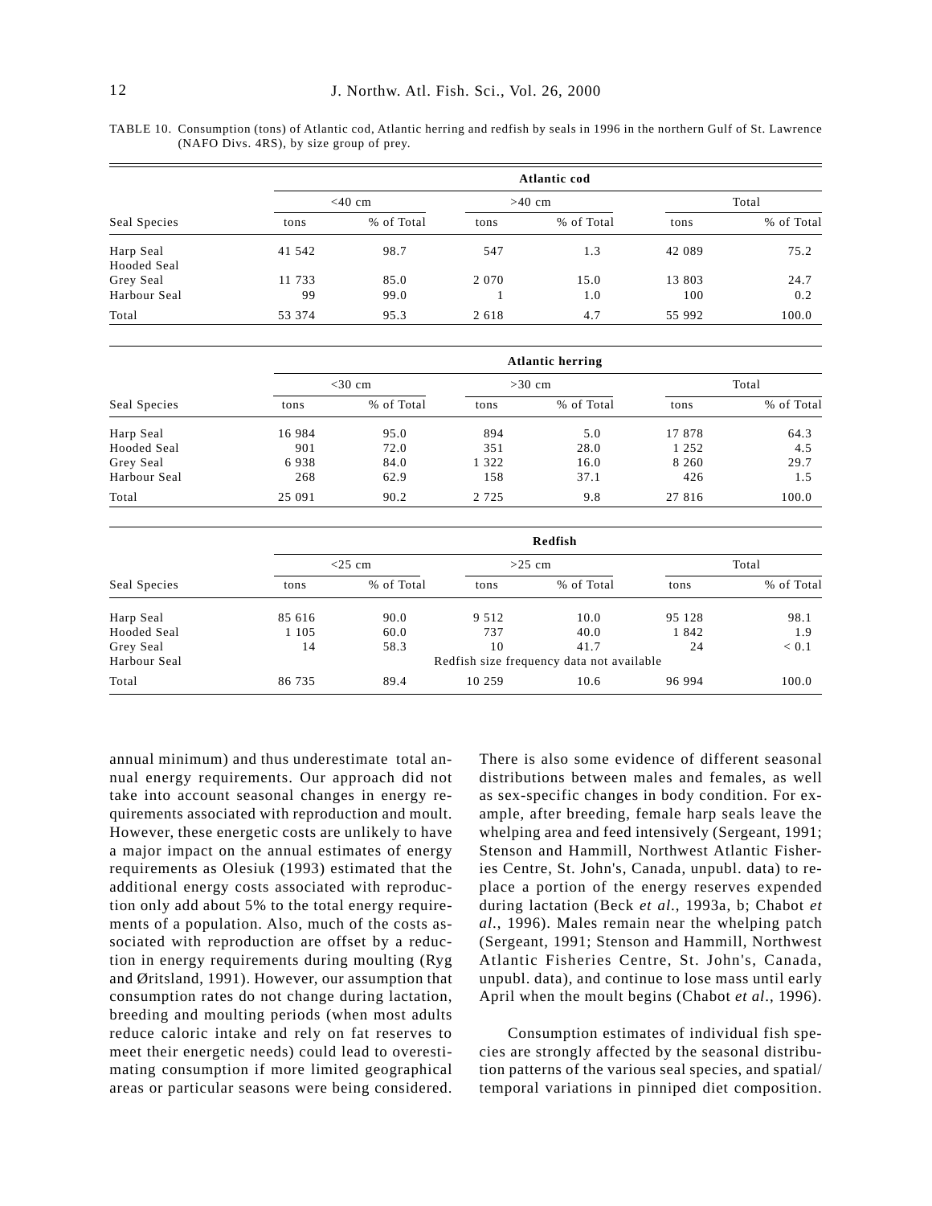TABLE 10. Consumption (tons) of Atlantic cod, Atlantic herring and redfish by seals in 1996 in the northern Gulf of St. Lawrence (NAFO Divs. 4RS), by size group of prey.

| | Atlantic cod | | | | | |
|---|---|---|---|---|---|---|
| | <40 cm | | >40 cm | | Total | |
| Seal Species | tons | % of Total | tons | % of Total | tons | % of Total |
| Harp Seal | 41 542 | 98.7 | 547 | 1.3 | 42 089 | 75.2 |
| Hooded Seal | | | | | | |
| Grey Seal | 11 733 | 85.0 | 2 070 | 15.0 | 13 803 | 24.7 |
| Harbour Seal | 99 | 99.0 | 1 | 1.0 | 100 | 0.2 |
| Total | 53 374 | 95.3 | 2 618 | 4.7 | 55 992 | 100.0 |

| | Atlantic herring | | | | | |
|---|---|---|---|---|---|---|
| | <30 cm | | >30 cm | | Total | |
| Seal Species | tons | % of Total | tons | % of Total | tons | % of Total |
| Harp Seal | 16 984 | 95.0 | 894 | 5.0 | 17 878 | 64.3 |
| Hooded Seal | 901 | 72.0 | 351 | 28.0 | 1 252 | 4.5 |
| Grey Seal | 6 938 | 84.0 | 1 322 | 16.0 | 8 260 | 29.7 |
| Harbour Seal | 268 | 62.9 | 158 | 37.1 | 426 | 1.5 |
| Total | 25 091 | 90.2 | 2 725 | 9.8 | 27 816 | 100.0 |

| | Redfish | | | | | |
|---|---|---|---|---|---|---|
| | <25 cm | | >25 cm | | Total | |
| Seal Species | tons | % of Total | tons | % of Total | tons | % of Total |
| Harp Seal | 85 616 | 90.0 | 9 512 | 10.0 | 95 128 | 98.1 |
| Hooded Seal | 1 105 | 60.0 | 737 | 40.0 | 1 842 | 1.9 |
| Grey Seal | 14 | 58.3 | 10 | 41.7 | 24 | < 0.1 |
| Harbour Seal | Redfish size frequency data not available | | | | | |
| Total | 86 735 | 89.4 | 10 259 | 10.6 | 96 994 | 100.0 |

annual minimum) and thus underestimate total annual energy requirements. Our approach did not take into account seasonal changes in energy requirements associated with reproduction and moult. However, these energetic costs are unlikely to have a major impact on the annual estimates of energy requirements as Olesiuk (1993) estimated that the additional energy costs associated with reproduction only add about 5% to the total energy requirements of a population. Also, much of the costs associated with reproduction are offset by a reduction in energy requirements during moulting (Ryg and Øritsland, 1991). However, our assumption that consumption rates do not change during lactation, breeding and moulting periods (when most adults reduce caloric intake and rely on fat reserves to meet their energetic needs) could lead to overestimating consumption if more limited geographical areas or particular seasons were being considered. There is also some evidence of different seasonal distributions between males and females, as well as sex-specific changes in body condition. For example, after breeding, female harp seals leave the whelping area and feed intensively (Sergeant, 1991; Stenson and Hammill, Northwest Atlantic Fisheries Centre, St. John's, Canada, unpubl. data) to replace a portion of the energy reserves expended during lactation (Beck *et al*., 1993a, b; Chabot *et al*., 1996). Males remain near the whelping patch (Sergeant, 1991; Stenson and Hammill, Northwest Atlantic Fisheries Centre, St. John's, Canada, unpubl. data), and continue to lose mass until early April when the moult begins (Chabot *et al*., 1996).

Consumption estimates of individual fish species are strongly affected by the seasonal distribution patterns of the various seal species, and spatial/temporal variations in pinniped diet composition.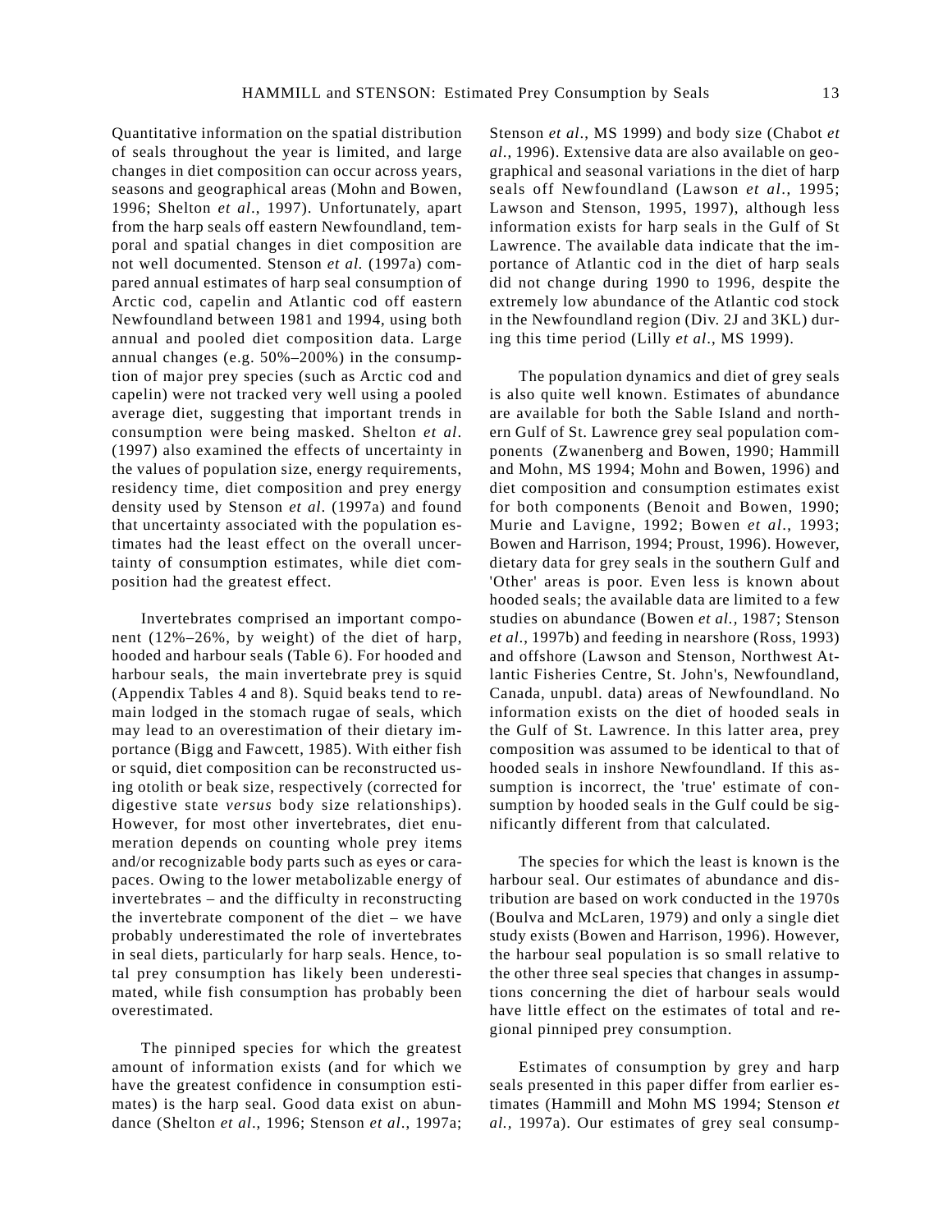Quantitative information on the spatial distribution of seals throughout the year is limited, and large changes in diet composition can occur across years, seasons and geographical areas (Mohn and Bowen, 1996; Shelton *et al*., 1997). Unfortunately, apart from the harp seals off eastern Newfoundland, temporal and spatial changes in diet composition are not well documented. Stenson *et al.* (1997a) compared annual estimates of harp seal consumption of Arctic cod, capelin and Atlantic cod off eastern Newfoundland between 1981 and 1994, using both annual and pooled diet composition data. Large annual changes (e.g. 50%–200%) in the consumption of major prey species (such as Arctic cod and capelin) were not tracked very well using a pooled average diet, suggesting that important trends in consumption were being masked. Shelton *et al*. (1997) also examined the effects of uncertainty in the values of population size, energy requirements, residency time, diet composition and prey energy density used by Stenson *et al*. (1997a) and found that uncertainty associated with the population estimates had the least effect on the overall uncertainty of consumption estimates, while diet composition had the greatest effect.

Invertebrates comprised an important component (12%–26%, by weight) of the diet of harp, hooded and harbour seals (Table 6). For hooded and harbour seals, the main invertebrate prey is squid (Appendix Tables 4 and 8). Squid beaks tend to remain lodged in the stomach rugae of seals, which may lead to an overestimation of their dietary importance (Bigg and Fawcett, 1985). With either fish or squid, diet composition can be reconstructed using otolith or beak size, respectively (corrected for digestive state *versus* body size relationships). However, for most other invertebrates, diet enumeration depends on counting whole prey items and/or recognizable body parts such as eyes or carapaces. Owing to the lower metabolizable energy of invertebrates – and the difficulty in reconstructing the invertebrate component of the diet – we have probably underestimated the role of invertebrates in seal diets, particularly for harp seals. Hence, total prey consumption has likely been underestimated, while fish consumption has probably been overestimated.

The pinniped species for which the greatest amount of information exists (and for which we have the greatest confidence in consumption estimates) is the harp seal. Good data exist on abundance (Shelton *et al*., 1996; Stenson *et al*., 1997a; Stenson *et al*., MS 1999) and body size (Chabot *et al*., 1996). Extensive data are also available on geographical and seasonal variations in the diet of harp seals off Newfoundland (Lawson *et al*., 1995; Lawson and Stenson, 1995, 1997), although less information exists for harp seals in the Gulf of St Lawrence. The available data indicate that the importance of Atlantic cod in the diet of harp seals did not change during 1990 to 1996, despite the extremely low abundance of the Atlantic cod stock in the Newfoundland region (Div. 2J and 3KL) during this time period (Lilly *et al*., MS 1999).

The population dynamics and diet of grey seals is also quite well known. Estimates of abundance are available for both the Sable Island and northern Gulf of St. Lawrence grey seal population components (Zwanenberg and Bowen, 1990; Hammill and Mohn, MS 1994; Mohn and Bowen, 1996) and diet composition and consumption estimates exist for both components (Benoit and Bowen, 1990; Murie and Lavigne, 1992; Bowen *et al*., 1993; Bowen and Harrison, 1994; Proust, 1996). However, dietary data for grey seals in the southern Gulf and 'Other' areas is poor. Even less is known about hooded seals; the available data are limited to a few studies on abundance (Bowen *et al.*, 1987; Stenson *et al*., 1997b) and feeding in nearshore (Ross, 1993) and offshore (Lawson and Stenson, Northwest Atlantic Fisheries Centre, St. John's, Newfoundland, Canada, unpubl. data) areas of Newfoundland. No information exists on the diet of hooded seals in the Gulf of St. Lawrence. In this latter area, prey composition was assumed to be identical to that of hooded seals in inshore Newfoundland. If this assumption is incorrect, the 'true' estimate of consumption by hooded seals in the Gulf could be significantly different from that calculated.

The species for which the least is known is the harbour seal. Our estimates of abundance and distribution are based on work conducted in the 1970s (Boulva and McLaren, 1979) and only a single diet study exists (Bowen and Harrison, 1996). However, the harbour seal population is so small relative to the other three seal species that changes in assumptions concerning the diet of harbour seals would have little effect on the estimates of total and regional pinniped prey consumption.

Estimates of consumption by grey and harp seals presented in this paper differ from earlier estimates (Hammill and Mohn MS 1994; Stenson *et al.,* 1997a). Our estimates of grey seal consump-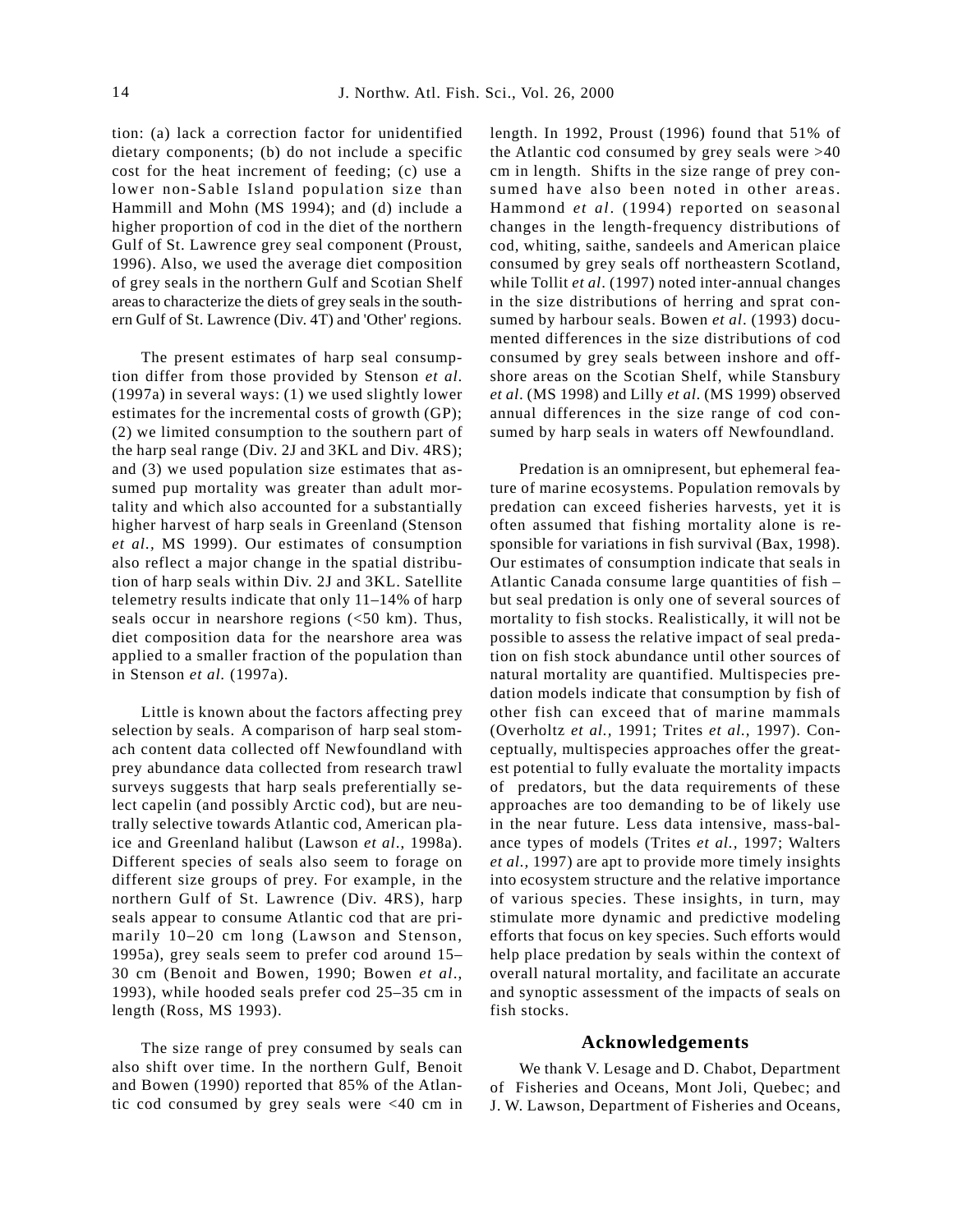tion: (a) lack a correction factor for unidentified dietary components; (b) do not include a specific cost for the heat increment of feeding; (c) use a lower non-Sable Island population size than Hammill and Mohn (MS 1994); and (d) include a higher proportion of cod in the diet of the northern Gulf of St. Lawrence grey seal component (Proust, 1996). Also, we used the average diet composition of grey seals in the northern Gulf and Scotian Shelf areas to characterize the diets of grey seals in the southern Gulf of St. Lawrence (Div. 4T) and 'Other' regions.

The present estimates of harp seal consumption differ from those provided by Stenson *et al.* (1997a) in several ways: (1) we used slightly lower estimates for the incremental costs of growth (GP); (2) we limited consumption to the southern part of the harp seal range (Div. 2J and 3KL and Div. 4RS); and (3) we used population size estimates that assumed pup mortality was greater than adult mortality and which also accounted for a substantially higher harvest of harp seals in Greenland (Stenson *et al.*, MS 1999). Our estimates of consumption also reflect a major change in the spatial distribution of harp seals within Div. 2J and 3KL. Satellite telemetry results indicate that only 11–14% of harp seals occur in nearshore regions (<50 km). Thus, diet composition data for the nearshore area was applied to a smaller fraction of the population than in Stenson *et al.* (1997a).

Little is known about the factors affecting prey selection by seals. A comparison of harp seal stomach content data collected off Newfoundland with prey abundance data collected from research trawl surveys suggests that harp seals preferentially select capelin (and possibly Arctic cod), but are neutrally selective towards Atlantic cod, American plaice and Greenland halibut (Lawson *et al*., 1998a). Different species of seals also seem to forage on different size groups of prey. For example, in the northern Gulf of St. Lawrence (Div. 4RS), harp seals appear to consume Atlantic cod that are primarily 10–20 cm long (Lawson and Stenson, 1995a), grey seals seem to prefer cod around 15–30 cm (Benoit and Bowen, 1990; Bowen *et al*., 1993), while hooded seals prefer cod 25–35 cm in length (Ross, MS 1993).

The size range of prey consumed by seals can also shift over time. In the northern Gulf, Benoit and Bowen (1990) reported that 85% of the Atlantic cod consumed by grey seals were <40 cm in length. In 1992, Proust (1996) found that 51% of the Atlantic cod consumed by grey seals were >40 cm in length. Shifts in the size range of prey consumed have also been noted in other areas. Hammond *et al*. (1994) reported on seasonal changes in the length-frequency distributions of cod, whiting, saithe, sandeels and American plaice consumed by grey seals off northeastern Scotland, while Tollit *et al*. (1997) noted inter-annual changes in the size distributions of herring and sprat consumed by harbour seals. Bowen *et al*. (1993) documented differences in the size distributions of cod consumed by grey seals between inshore and offshore areas on the Scotian Shelf, while Stansbury *et al*. (MS 1998) and Lilly *et al*. (MS 1999) observed annual differences in the size range of cod consumed by harp seals in waters off Newfoundland.

Predation is an omnipresent, but ephemeral feature of marine ecosystems. Population removals by predation can exceed fisheries harvests, yet it is often assumed that fishing mortality alone is responsible for variations in fish survival (Bax, 1998). Our estimates of consumption indicate that seals in Atlantic Canada consume large quantities of fish – but seal predation is only one of several sources of mortality to fish stocks. Realistically, it will not be possible to assess the relative impact of seal predation on fish stock abundance until other sources of natural mortality are quantified. Multispecies predation models indicate that consumption by fish of other fish can exceed that of marine mammals (Overholtz *et al.*, 1991; Trites *et al.*, 1997). Conceptually, multispecies approaches offer the greatest potential to fully evaluate the mortality impacts of predators, but the data requirements of these approaches are too demanding to be of likely use in the near future. Less data intensive, mass-balance types of models (Trites *et al.*, 1997; Walters *et al.*, 1997) are apt to provide more timely insights into ecosystem structure and the relative importance of various species. These insights, in turn, may stimulate more dynamic and predictive modeling efforts that focus on key species. Such efforts would help place predation by seals within the context of overall natural mortality, and facilitate an accurate and synoptic assessment of the impacts of seals on fish stocks.

## Acknowledgements

We thank V. Lesage and D. Chabot, Department of Fisheries and Oceans, Mont Joli, Quebec; and J. W. Lawson, Department of Fisheries and Oceans,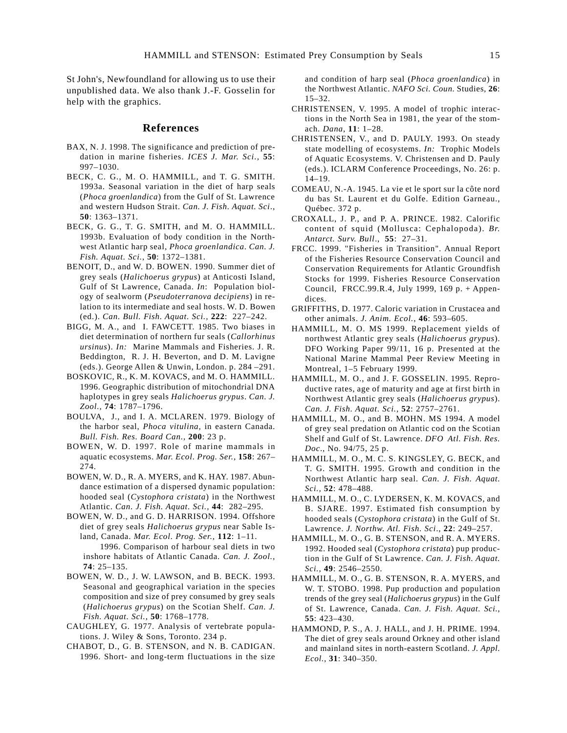St John's, Newfoundland for allowing us to use their unpublished data. We also thank J.-F. Gosselin for help with the graphics.

## References

BAX, N. J. 1998. The significance and prediction of predation in marine fisheries. *ICES J. Mar. Sci.,* **55**: 997–1030.

BECK, C. G., M. O. HAMMILL, and T. G. SMITH. 1993a. Seasonal variation in the diet of harp seals (*Phoca groenlandica*) from the Gulf of St. Lawrence and western Hudson Strait. *Can. J. Fish. Aquat. Sci*., **50**: 1363–1371.

BECK, G. G., T. G. SMITH, and M. O. HAMMILL. 1993b. Evaluation of body condition in the Northwest Atlantic harp seal, *Phoca groenlandica*. *Can. J. Fish. Aquat. Sci.,* **50**: 1372–1381.

BENOIT, D., and W. D. BOWEN. 1990. Summer diet of grey seals (*Halichoerus grypus*) at Anticosti Island, Gulf of St Lawrence, Canada. *In*: Population biology of sealworm (*Pseudoterranova decipiens*) in relation to its intermediate and seal hosts. W. D. Bowen (ed.). *Can. Bull. Fish. Aquat. Sci.,* **222**: 227–242.

BIGG, M. A., and I. FAWCETT. 1985. Two biases in diet determination of northern fur seals (*Callorhinus ursinus*). *In:* Marine Mammals and Fisheries. J. R. Beddington, R. J. H. Beverton, and D. M. Lavigne (eds.). George Allen & Unwin, London. p. 284 –291.

BOSKOVIC, R., K. M. KOVACS, and M. O. HAMMILL. 1996. Geographic distribution of mitochondrial DNA haplotypes in grey seals *Halichoerus grypus*. *Can. J. Zool.,* **74**: 1787–1796.

BOULVA, J., and I. A. MCLAREN. 1979. Biology of the harbor seal, *Phoca vitulina,* in eastern Canada. *Bull. Fish. Res. Board Can.,* **200**: 23 p.

BOWEN, W. D. 1997. Role of marine mammals in aquatic ecosystems. *Mar. Ecol. Prog. Ser.,* **158**: 267–274.

BOWEN, W. D., R. A. MYERS, and K. HAY. 1987. Abundance estimation of a dispersed dynamic population: hooded seal (*Cystophora cristata*) in the Northwest Atlantic. *Can. J. Fish. Aquat. Sci.*, **44**: 282–295.

BOWEN, W. D., and G. D. HARRISON. 1994. Offshore diet of grey seals *Halichoerus grypus* near Sable Island, Canada. *Mar. Ecol. Prog. Ser.,* **112**: 1–11.

1996. Comparison of harbour seal diets in two inshore habitats of Atlantic Canada. *Can. J. Zool.*, **74**: 25–135.

BOWEN, W. D., J. W. LAWSON, and B. BECK. 1993. Seasonal and geographical variation in the species composition and size of prey consumed by grey seals (*Halichoerus grypus*) on the Scotian Shelf. *Can. J. Fish. Aquat. Sci.,* **50**: 1768–1778.

CAUGHLEY, G. 1977. Analysis of vertebrate populations. J. Wiley & Sons, Toronto. 234 p.

CHABOT, D., G. B. STENSON, and N. B. CADIGAN. 1996. Short- and long-term fluctuations in the size and condition of harp seal (*Phoca groenlandica*) in the Northwest Atlantic. *NAFO Sci. Coun.* Studies, **26**: 15–32.

CHRISTENSEN, V. 1995. A model of trophic interactions in the North Sea in 1981, the year of the stomach. *Dana*, **11**: 1–28.

CHRISTENSEN, V., and D. PAULY. 1993. On steady state modelling of ecosystems. *In:* Trophic Models of Aquatic Ecosystems. V. Christensen and D. Pauly (eds.). ICLARM Conference Proceedings, No. 26: p. 14–19.

COMEAU, N.-A. 1945. La vie et le sport sur la côte nord du bas St. Laurent et du Golfe. Edition Garneau., Québec. 372 p.

CROXALL, J. P., and P. A. PRINCE. 1982. Calorific content of squid (Mollusca: Cephalopoda). *Br. Antarct. Surv. Bull*., **55**: 27–31.

FRCC. 1999. "Fisheries in Transition". Annual Report of the Fisheries Resource Conservation Council and Conservation Requirements for Atlantic Groundfish Stocks for 1999. Fisheries Resource Conservation Council, FRCC.99.R.4, July 1999, 169 p. + Appendices.

GRIFFITHS, D. 1977. Caloric variation in Crustacea and other animals. *J. Anim. Ecol.*, **46**: 593–605.

HAMMILL, M. O. MS 1999. Replacement yields of northwest Atlantic grey seals (*Halichoerus grypus*). DFO Working Paper 99/11, 16 p. Presented at the National Marine Mammal Peer Review Meeting in Montreal, 1–5 February 1999.

HAMMILL, M. O., and J. F. GOSSELIN. 1995. Reproductive rates, age of maturity and age at first birth in Northwest Atlantic grey seals (*Halichoerus grypus*). *Can. J. Fish. Aquat. Sci.*, **52**: 2757–2761.

HAMMILL, M. O., and B. MOHN. MS 1994. A model of grey seal predation on Atlantic cod on the Scotian Shelf and Gulf of St. Lawrence. *DFO Atl. Fish. Res. Doc*., No. 94/75, 25 p.

HAMMILL, M. O., M. C. S. KINGSLEY, G. BECK, and T. G. SMITH. 1995. Growth and condition in the Northwest Atlantic harp seal. *Can. J. Fish. Aquat. Sci.,* **52**: 478–488.

HAMMILL, M. O., C. LYDERSEN, K. M. KOVACS, and B. SJARE. 1997. Estimated fish consumption by hooded seals (*Cystophora cristata*) in the Gulf of St. Lawrence. *J. Northw. Atl. Fish. Sci*., **22**: 249–257.

HAMMILL, M. O., G. B. STENSON, and R. A. MYERS. 1992. Hooded seal (*Cystophora cristata*) pup production in the Gulf of St Lawrence. *Can. J. Fish. Aquat. Sci.,* **49**: 2546–2550.

HAMMILL, M. O., G. B. STENSON, R. A. MYERS, and W. T. STOBO. 1998. Pup production and population trends of the grey seal (*Halichoerus grypus*) in the Gulf of St. Lawrence, Canada. *Can. J. Fish. Aquat. Sci.*, **55**: 423–430.

HAMMOND, P. S., A. J. HALL, and J. H. PRIME. 1994. The diet of grey seals around Orkney and other island and mainland sites in north-eastern Scotland. *J. Appl. Ecol.,* **31**: 340–350.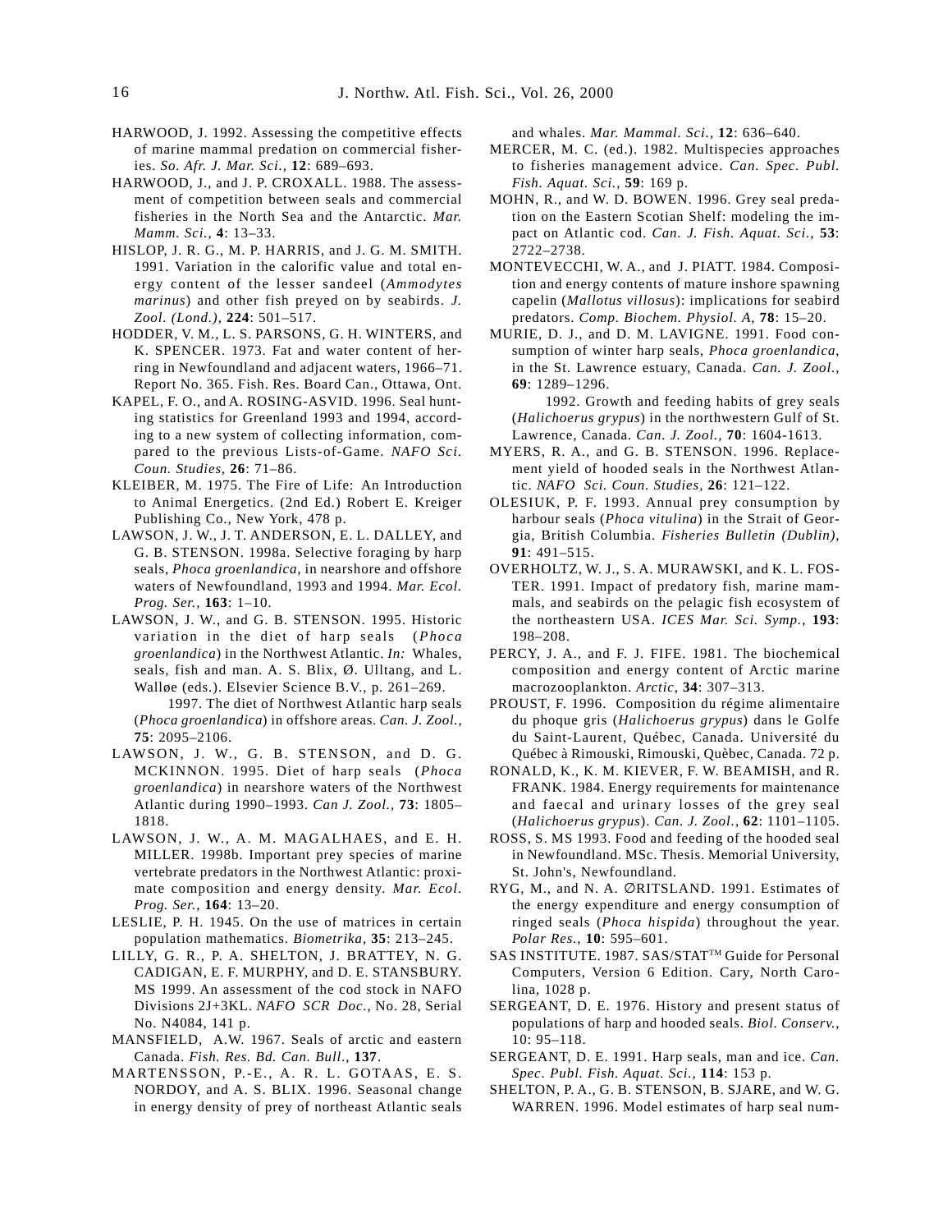HARWOOD, J. 1992. Assessing the competitive effects of marine mammal predation on commercial fisheries. *So. Afr. J. Mar. Sci.*, **12**: 689–693.

HARWOOD, J., and J. P. CROXALL. 1988. The assessment of competition between seals and commercial fisheries in the North Sea and the Antarctic. *Mar. Mamm. Sci.*, **4**: 13–33.

HISLOP, J. R. G., M. P. HARRIS, and J. G. M. SMITH. 1991. Variation in the calorific value and total energy content of the lesser sandeel (*Ammodytes marinus*) and other fish preyed on by seabirds. *J. Zool. (Lond.)*, **224**: 501–517.

HODDER, V. M., L. S. PARSONS, G. H. WINTERS, and K. SPENCER. 1973. Fat and water content of herring in Newfoundland and adjacent waters, 1966–71. Report No. 365. Fish. Res. Board Can., Ottawa, Ont.

KAPEL, F. O., and A. ROSING-ASVID. 1996. Seal hunting statistics for Greenland 1993 and 1994, according to a new system of collecting information, compared to the previous Lists-of-Game. *NAFO Sci. Coun. Studies*, **26**: 71–86.

KLEIBER, M. 1975. The Fire of Life: An Introduction to Animal Energetics. (2nd Ed.) Robert E. Kreiger Publishing Co., New York, 478 p.

LAWSON, J. W., J. T. ANDERSON, E. L. DALLEY, and G. B. STENSON. 1998a. Selective foraging by harp seals, *Phoca groenlandica*, in nearshore and offshore waters of Newfoundland, 1993 and 1994. *Mar. Ecol. Prog. Ser.*, **163**: 1–10.

LAWSON, J. W., and G. B. STENSON. 1995. Historic variation in the diet of harp seals (*Phoca groenlandica*) in the Northwest Atlantic. *In:* Whales, seals, fish and man. A. S. Blix, Ø. Ulltang, and L. Walløe (eds.). Elsevier Science B.V., p. 261–269.

1997. The diet of Northwest Atlantic harp seals (*Phoca groenlandica*) in offshore areas. *Can. J. Zool.*, **75**: 2095–2106.

LAWSON, J. W., G. B. STENSON, and D. G. MCKINNON. 1995. Diet of harp seals (*Phoca groenlandica*) in nearshore waters of the Northwest Atlantic during 1990–1993. *Can J. Zool.*, **73**: 1805–1818.

LAWSON, J. W., A. M. MAGALHAES, and E. H. MILLER. 1998b. Important prey species of marine vertebrate predators in the Northwest Atlantic: proximate composition and energy density. *Mar. Ecol. Prog. Ser.*, **164**: 13–20.

LESLIE, P. H. 1945. On the use of matrices in certain population mathematics. *Biometrika*, **35**: 213–245.

LILLY, G. R., P. A. SHELTON, J. BRATTEY, N. G. CADIGAN, E. F. MURPHY, and D. E. STANSBURY. MS 1999. An assessment of the cod stock in NAFO Divisions 2J+3KL. *NAFO SCR Doc.*, No. 28, Serial No. N4084, 141 p.

MANSFIELD, A.W. 1967. Seals of arctic and eastern Canada. *Fish. Res. Bd. Can. Bull.*, **137**.

MARTENSSON, P.-E., A. R. L. GOTAAS, E. S. NORDOY, and A. S. BLIX. 1996. Seasonal change in energy density of prey of northeast Atlantic seals and whales. *Mar. Mammal. Sci.*, **12**: 636–640.

MERCER, M. C. (ed.). 1982. Multispecies approaches to fisheries management advice. *Can. Spec. Publ. Fish. Aquat. Sci.*, **59**: 169 p.

MOHN, R., and W. D. BOWEN. 1996. Grey seal predation on the Eastern Scotian Shelf: modeling the impact on Atlantic cod. *Can. J. Fish. Aquat. Sci.*, **53**: 2722–2738.

MONTEVECCHI, W. A., and J. PIATT. 1984. Composition and energy contents of mature inshore spawning capelin (*Mallotus villosus*): implications for seabird predators. *Comp. Biochem. Physiol. A*, **78**: 15–20.

MURIE, D. J., and D. M. LAVIGNE. 1991. Food consumption of winter harp seals, *Phoca groenlandica*, in the St. Lawrence estuary, Canada. *Can. J. Zool.*, **69**: 1289–1296.

1992. Growth and feeding habits of grey seals (*Halichoerus grypus*) in the northwestern Gulf of St. Lawrence, Canada. *Can. J. Zool.*, **70**: 1604-1613.

MYERS, R. A., and G. B. STENSON. 1996. Replacement yield of hooded seals in the Northwest Atlantic. *NAFO Sci. Coun. Studies*, **26**: 121–122.

OLESIUK, P. F. 1993. Annual prey consumption by harbour seals (*Phoca vitulina*) in the Strait of Georgia, British Columbia. *Fisheries Bulletin (Dublin)*, **91**: 491–515.

OVERHOLTZ, W. J., S. A. MURAWSKI, and K. L. FOSTER. 1991. Impact of predatory fish, marine mammals, and seabirds on the pelagic fish ecosystem of the northeastern USA. *ICES Mar. Sci. Symp.*, **193**: 198–208.

PERCY, J. A., and F. J. FIFE. 1981. The biochemical composition and energy content of Arctic marine macrozooplankton. *Arctic*, **34**: 307–313.

PROUST, F. 1996. Composition du régime alimentaire du phoque gris (*Halichoerus grypus*) dans le Golfe du Saint-Laurent, Québec, Canada. Université du Québec à Rimouski, Rimouski, Quèbec, Canada. 72 p.

RONALD, K., K. M. KIEVER, F. W. BEAMISH, and R. FRANK. 1984. Energy requirements for maintenance and faecal and urinary losses of the grey seal (*Halichoerus grypus*). *Can. J. Zool.*, **62**: 1101–1105.

ROSS, S. MS 1993. Food and feeding of the hooded seal in Newfoundland. MSc. Thesis. Memorial University, St. John's, Newfoundland.

RYG, M., and N. A. ∅RITSLAND. 1991. Estimates of the energy expenditure and energy consumption of ringed seals (*Phoca hispida*) throughout the year. *Polar Res.*, **10**: 595–601.

SAS INSTITUTE. 1987. SAS/STAT™ Guide for Personal Computers, Version 6 Edition. Cary, North Carolina, 1028 p.

SERGEANT, D. E. 1976. History and present status of populations of harp and hooded seals. *Biol. Conserv.*, 10: 95–118.

SERGEANT, D. E. 1991. Harp seals, man and ice. *Can. Spec. Publ. Fish. Aquat. Sci.*, **114**: 153 p.

SHELTON, P. A., G. B. STENSON, B. SJARE, and W. G. WARREN. 1996. Model estimates of harp seal num-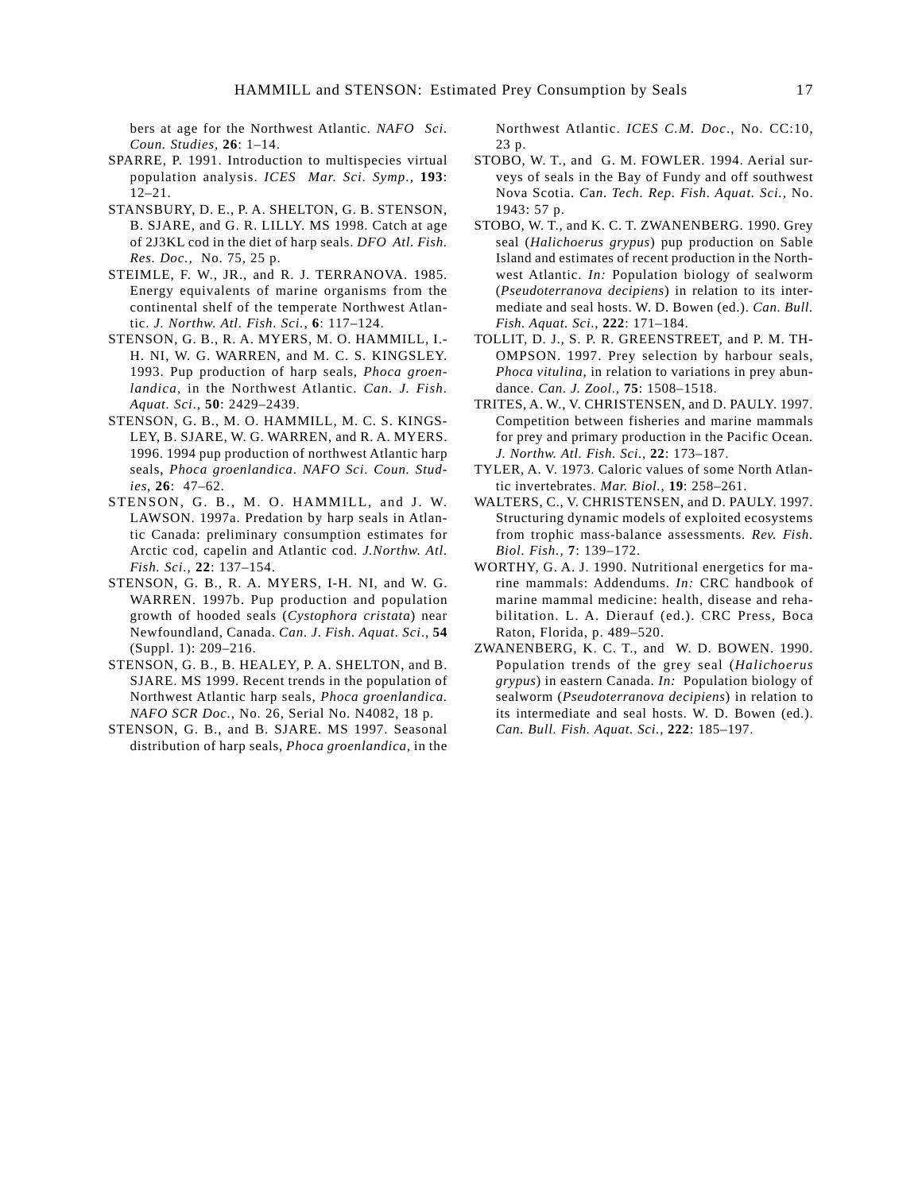bers at age for the Northwest Atlantic. *NAFO Sci. Coun. Studies,* **26**: 1–14.

SPARRE, P. 1991. Introduction to multispecies virtual population analysis. *ICES Mar. Sci. Symp.*, **193**: 12–21.

STANSBURY, D. E., P. A. SHELTON, G. B. STENSON, B. SJARE, and G. R. LILLY. MS 1998. Catch at age of 2J3KL cod in the diet of harp seals. *DFO Atl. Fish. Res. Doc.,* No. 75, 25 p.

STEIMLE, F. W., JR., and R. J. TERRANOVA. 1985. Energy equivalents of marine organisms from the continental shelf of the temperate Northwest Atlantic. *J. Northw. Atl. Fish. Sci.*, **6**: 117–124.

STENSON, G. B., R. A. MYERS, M. O. HAMMILL, I.-H. NI, W. G. WARREN, and M. C. S. KINGSLEY. 1993. Pup production of harp seals, *Phoca groenlandica*, in the Northwest Atlantic. *Can. J. Fish. Aquat. Sci.*, **50**: 2429–2439.

STENSON, G. B., M. O. HAMMILL, M. C. S. KINGSLEY, B. SJARE, W. G. WARREN, and R. A. MYERS. 1996. 1994 pup production of northwest Atlantic harp seals, *Phoca groenlandica*. *NAFO Sci. Coun. Studies*, **26**: 47–62.

STENSON, G. B., M. O. HAMMILL, and J. W. LAWSON. 1997a. Predation by harp seals in Atlantic Canada: preliminary consumption estimates for Arctic cod, capelin and Atlantic cod. *J.Northw. Atl. Fish. Sci.,* **22**: 137–154.

STENSON, G. B., R. A. MYERS, I-H. NI, and W. G. WARREN. 1997b. Pup production and population growth of hooded seals (*Cystophora cristata*) near Newfoundland, Canada. *Can. J. Fish. Aquat. Sci*., **54** (Suppl. 1): 209–216.

STENSON, G. B., B. HEALEY, P. A. SHELTON, and B. SJARE. MS 1999. Recent trends in the population of Northwest Atlantic harp seals, *Phoca groenlandica. NAFO SCR Doc.,* No. 26, Serial No. N4082, 18 p.

STENSON, G. B., and B. SJARE. MS 1997. Seasonal distribution of harp seals, *Phoca groenlandica*, in the Northwest Atlantic. *ICES C.M. Doc*., No. CC:10, 23 p.

STOBO, W. T., and G. M. FOWLER. 1994. Aerial surveys of seals in the Bay of Fundy and off southwest Nova Scotia. *Can. Tech. Rep. Fish. Aquat. Sci.,* No. 1943: 57 p.

STOBO, W. T., and K. C. T. ZWANENBERG. 1990. Grey seal (*Halichoerus grypus*) pup production on Sable Island and estimates of recent production in the Northwest Atlantic. *In:* Population biology of sealworm (*Pseudoterranova decipiens*) in relation to its intermediate and seal hosts. W. D. Bowen (ed.). *Can. Bull. Fish. Aquat. Sci*., **222**: 171–184.

TOLLIT, D. J., S. P. R. GREENSTREET, and P. M. THOMPSON. 1997. Prey selection by harbour seals, *Phoca vitulina*, in relation to variations in prey abundance. *Can. J. Zool.,* **75**: 1508–1518.

TRITES, A. W., V. CHRISTENSEN, and D. PAULY. 1997. Competition between fisheries and marine mammals for prey and primary production in the Pacific Ocean. *J. Northw. Atl. Fish. Sci.*, **22**: 173–187.

TYLER, A. V. 1973. Caloric values of some North Atlantic invertebrates. *Mar. Biol.*, **19**: 258–261.

WALTERS, C., V. CHRISTENSEN, and D. PAULY. 1997. Structuring dynamic models of exploited ecosystems from trophic mass-balance assessments. *Rev. Fish. Biol. Fish.,* **7**: 139–172.

WORTHY, G. A. J. 1990. Nutritional energetics for marine mammals: Addendums. *In:* CRC handbook of marine mammal medicine: health, disease and rehabilitation. L. A. Dierauf (ed.). CRC Press, Boca Raton, Florida, p. 489–520.

ZWANENBERG, K. C. T., and W. D. BOWEN. 1990. Population trends of the grey seal (*Halichoerus grypus*) in eastern Canada. *In:* Population biology of sealworm (*Pseudoterranova decipiens*) in relation to its intermediate and seal hosts. W. D. Bowen (ed.). *Can. Bull. Fish. Aquat. Sci.,* **222**: 185–197.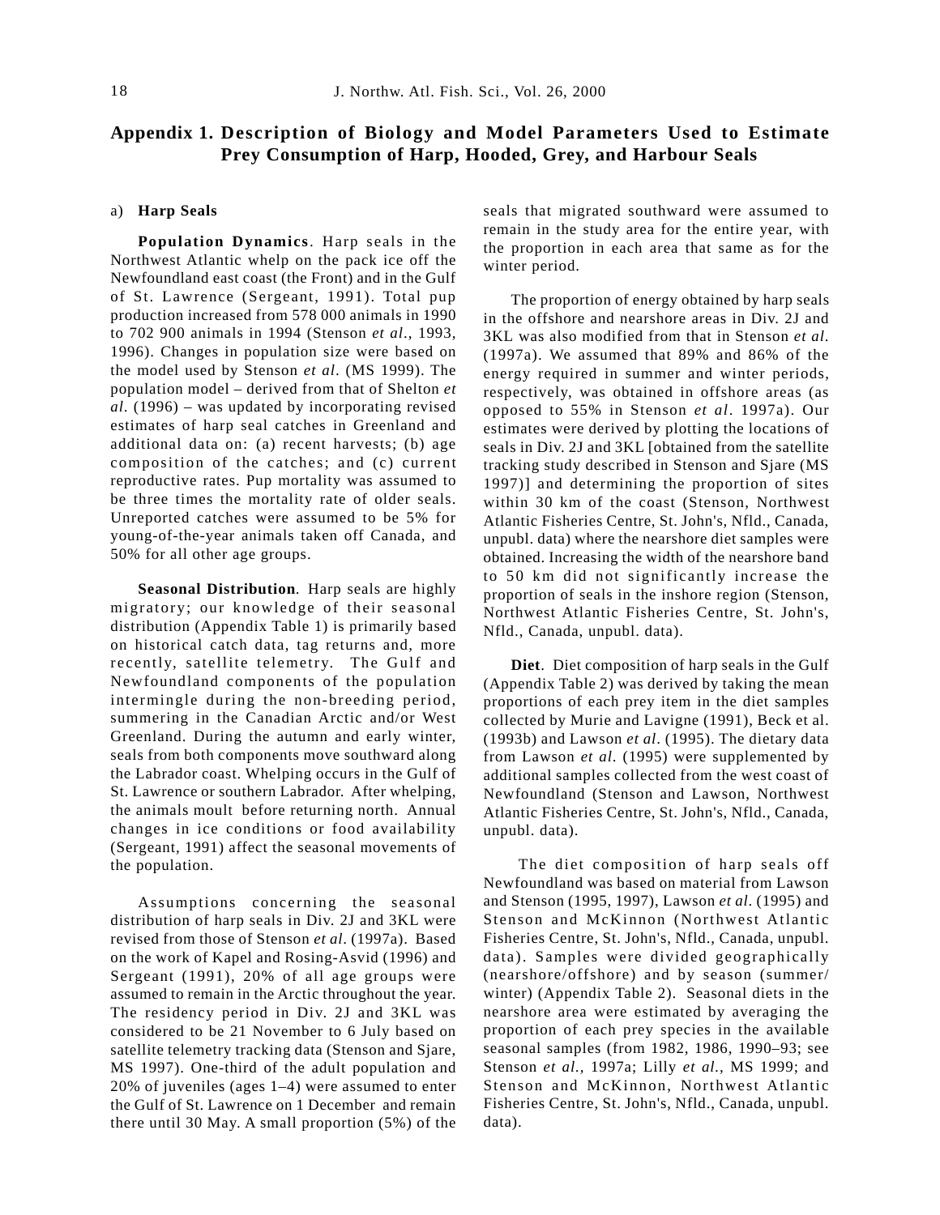# Appendix 1. Description of Biology and Model Parameters Used to Estimate Prey Consumption of Harp, Hooded, Grey, and Harbour Seals

## a) Harp Seals

**Population Dynamics**. Harp seals in the Northwest Atlantic whelp on the pack ice off the Newfoundland east coast (the Front) and in the Gulf of St. Lawrence (Sergeant, 1991). Total pup production increased from 578 000 animals in 1990 to 702 900 animals in 1994 (Stenson *et al.*, 1993, 1996). Changes in population size were based on the model used by Stenson *et al.* (MS 1999). The population model – derived from that of Shelton *et al.* (1996) – was updated by incorporating revised estimates of harp seal catches in Greenland and additional data on: (a) recent harvests; (b) age composition of the catches; and (c) current reproductive rates. Pup mortality was assumed to be three times the mortality rate of older seals. Unreported catches were assumed to be 5% for young-of-the-year animals taken off Canada, and 50% for all other age groups.

**Seasonal Distribution**. Harp seals are highly migratory; our knowledge of their seasonal distribution (Appendix Table 1) is primarily based on historical catch data, tag returns and, more recently, satellite telemetry. The Gulf and Newfoundland components of the population intermingle during the non-breeding period, summering in the Canadian Arctic and/or West Greenland. During the autumn and early winter, seals from both components move southward along the Labrador coast. Whelping occurs in the Gulf of St. Lawrence or southern Labrador. After whelping, the animals moult before returning north. Annual changes in ice conditions or food availability (Sergeant, 1991) affect the seasonal movements of the population.

Assumptions concerning the seasonal distribution of harp seals in Div. 2J and 3KL were revised from those of Stenson *et al.* (1997a). Based on the work of Kapel and Rosing-Asvid (1996) and Sergeant (1991), 20% of all age groups were assumed to remain in the Arctic throughout the year. The residency period in Div. 2J and 3KL was considered to be 21 November to 6 July based on satellite telemetry tracking data (Stenson and Sjare, MS 1997). One-third of the adult population and 20% of juveniles (ages 1–4) were assumed to enter the Gulf of St. Lawrence on 1 December and remain there until 30 May. A small proportion (5%) of the seals that migrated southward were assumed to remain in the study area for the entire year, with the proportion in each area that same as for the winter period.

The proportion of energy obtained by harp seals in the offshore and nearshore areas in Div. 2J and 3KL was also modified from that in Stenson *et al.* (1997a). We assumed that 89% and 86% of the energy required in summer and winter periods, respectively, was obtained in offshore areas (as opposed to 55% in Stenson *et al.* 1997a). Our estimates were derived by plotting the locations of seals in Div. 2J and 3KL [obtained from the satellite tracking study described in Stenson and Sjare (MS 1997)] and determining the proportion of sites within 30 km of the coast (Stenson, Northwest Atlantic Fisheries Centre, St. John's, Nfld., Canada, unpubl. data) where the nearshore diet samples were obtained. Increasing the width of the nearshore band to 50 km did not significantly increase the proportion of seals in the inshore region (Stenson, Northwest Atlantic Fisheries Centre, St. John's, Nfld., Canada, unpubl. data).

**Diet**. Diet composition of harp seals in the Gulf (Appendix Table 2) was derived by taking the mean proportions of each prey item in the diet samples collected by Murie and Lavigne (1991), Beck et al. (1993b) and Lawson *et al.* (1995). The dietary data from Lawson *et al.* (1995) were supplemented by additional samples collected from the west coast of Newfoundland (Stenson and Lawson, Northwest Atlantic Fisheries Centre, St. John's, Nfld., Canada, unpubl. data).

The diet composition of harp seals off Newfoundland was based on material from Lawson and Stenson (1995, 1997), Lawson *et al.* (1995) and Stenson and McKinnon (Northwest Atlantic Fisheries Centre, St. John's, Nfld., Canada, unpubl. data). Samples were divided geographically (nearshore/offshore) and by season (summer/winter) (Appendix Table 2). Seasonal diets in the nearshore area were estimated by averaging the proportion of each prey species in the available seasonal samples (from 1982, 1986, 1990–93; see Stenson *et al.*, 1997a; Lilly *et al.*, MS 1999; and Stenson and McKinnon, Northwest Atlantic Fisheries Centre, St. John's, Nfld., Canada, unpubl. data).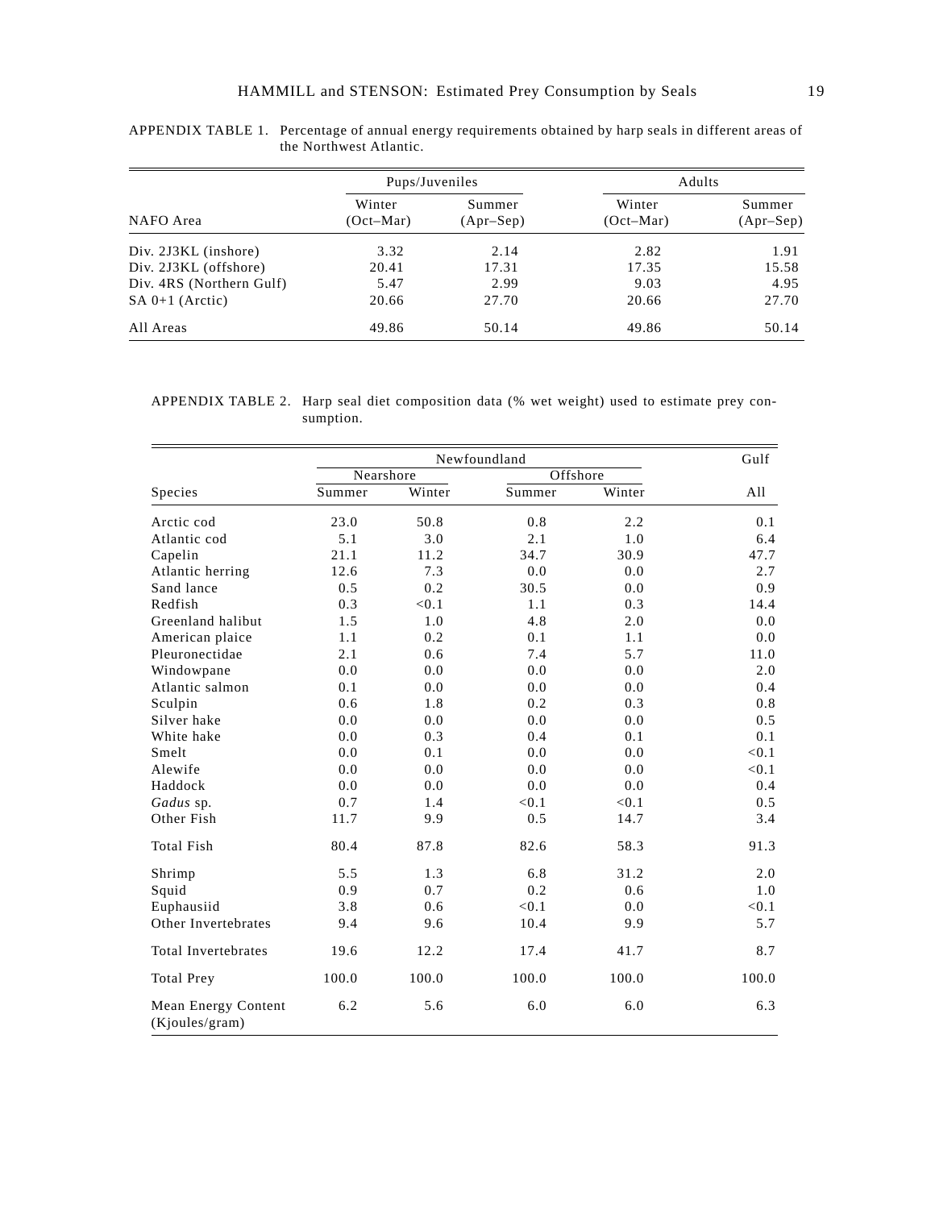APPENDIX TABLE 1. Percentage of annual energy requirements obtained by harp seals in different areas of the Northwest Atlantic.

| NAFO Area | Pups/Juveniles Winter (Oct–Mar) | Pups/Juveniles Summer (Apr–Sep) | Adults Winter (Oct–Mar) | Adults Summer (Apr–Sep) |
|---|---|---|---|---|
| Div. 2J3KL (inshore) | 3.32 | 2.14 | 2.82 | 1.91 |
| Div. 2J3KL (offshore) | 20.41 | 17.31 | 17.35 | 15.58 |
| Div. 4RS (Northern Gulf) | 5.47 | 2.99 | 9.03 | 4.95 |
| SA 0+1 (Arctic) | 20.66 | 27.70 | 20.66 | 27.70 |
| All Areas | 49.86 | 50.14 | 49.86 | 50.14 |

APPENDIX TABLE 2. Harp seal diet composition data (% wet weight) used to estimate prey consumption.

| Species | Newfoundland Nearshore Summer | Newfoundland Nearshore Winter | Newfoundland Offshore Summer | Newfoundland Offshore Winter | Gulf All |
|---|---|---|---|---|---|
| Arctic cod | 23.0 | 50.8 | 0.8 | 2.2 | 0.1 |
| Atlantic cod | 5.1 | 3.0 | 2.1 | 1.0 | 6.4 |
| Capelin | 21.1 | 11.2 | 34.7 | 30.9 | 47.7 |
| Atlantic herring | 12.6 | 7.3 | 0.0 | 0.0 | 2.7 |
| Sand lance | 0.5 | 0.2 | 30.5 | 0.0 | 0.9 |
| Redfish | 0.3 | <0.1 | 1.1 | 0.3 | 14.4 |
| Greenland halibut | 1.5 | 1.0 | 4.8 | 2.0 | 0.0 |
| American plaice | 1.1 | 0.2 | 0.1 | 1.1 | 0.0 |
| Pleuronectidae | 2.1 | 0.6 | 7.4 | 5.7 | 11.0 |
| Windowpane | 0.0 | 0.0 | 0.0 | 0.0 | 2.0 |
| Atlantic salmon | 0.1 | 0.0 | 0.0 | 0.0 | 0.4 |
| Sculpin | 0.6 | 1.8 | 0.2 | 0.3 | 0.8 |
| Silver hake | 0.0 | 0.0 | 0.0 | 0.0 | 0.5 |
| White hake | 0.0 | 0.3 | 0.4 | 0.1 | 0.1 |
| Smelt | 0.0 | 0.1 | 0.0 | 0.0 | <0.1 |
| Alewife | 0.0 | 0.0 | 0.0 | 0.0 | <0.1 |
| Haddock | 0.0 | 0.0 | 0.0 | 0.0 | 0.4 |
| *Gadus* sp. | 0.7 | 1.4 | <0.1 | <0.1 | 0.5 |
| Other Fish | 11.7 | 9.9 | 0.5 | 14.7 | 3.4 |
| Total Fish | 80.4 | 87.8 | 82.6 | 58.3 | 91.3 |
| Shrimp | 5.5 | 1.3 | 6.8 | 31.2 | 2.0 |
| Squid | 0.9 | 0.7 | 0.2 | 0.6 | 1.0 |
| Euphausiid | 3.8 | 0.6 | <0.1 | 0.0 | <0.1 |
| Other Invertebrates | 9.4 | 9.6 | 10.4 | 9.9 | 5.7 |
| Total Invertebrates | 19.6 | 12.2 | 17.4 | 41.7 | 8.7 |
| Total Prey | 100.0 | 100.0 | 100.0 | 100.0 | 100.0 |
| Mean Energy Content (Kjoules/gram) | 6.2 | 5.6 | 6.0 | 6.0 | 6.3 |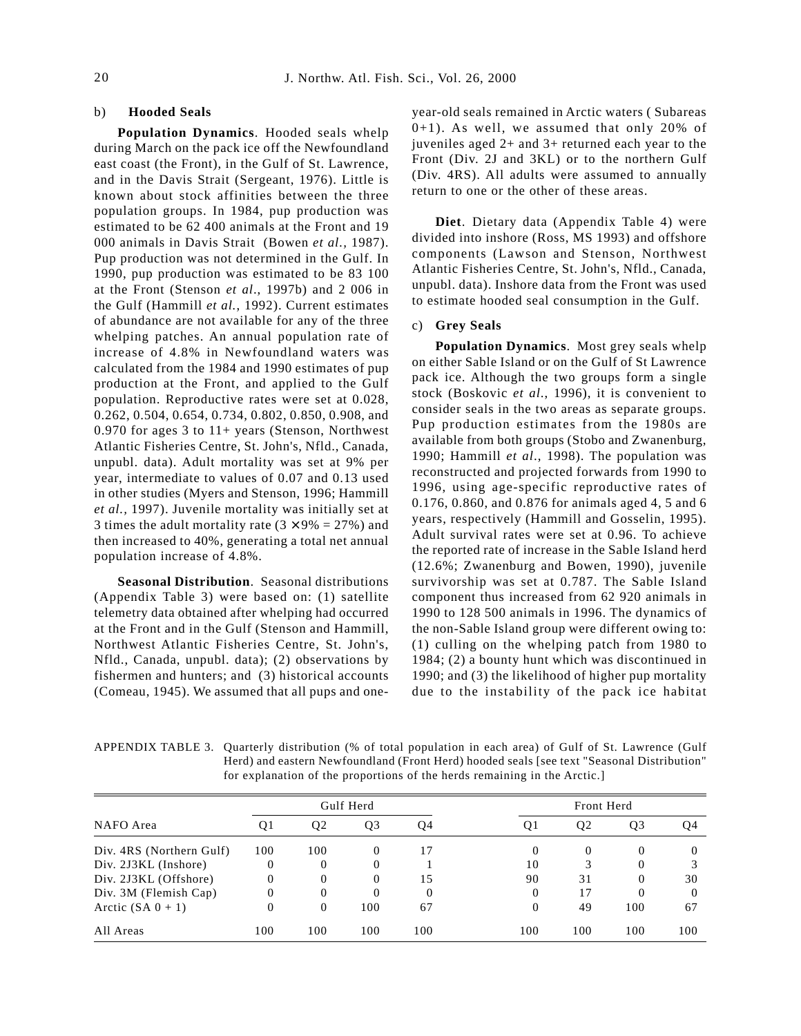b) **Hooded Seals**

**Population Dynamics**. Hooded seals whelp during March on the pack ice off the Newfoundland east coast (the Front), in the Gulf of St. Lawrence, and in the Davis Strait (Sergeant, 1976). Little is known about stock affinities between the three population groups. In 1984, pup production was estimated to be 62 400 animals at the Front and 19 000 animals in Davis Strait (Bowen *et al.*, 1987). Pup production was not determined in the Gulf. In 1990, pup production was estimated to be 83 100 at the Front (Stenson *et al.*, 1997b) and 2 006 in the Gulf (Hammill *et al.*, 1992). Current estimates of abundance are not available for any of the three whelping patches. An annual population rate of increase of 4.8% in Newfoundland waters was calculated from the 1984 and 1990 estimates of pup production at the Front, and applied to the Gulf population. Reproductive rates were set at 0.028, 0.262, 0.504, 0.654, 0.734, 0.802, 0.850, 0.908, and 0.970 for ages 3 to 11+ years (Stenson, Northwest Atlantic Fisheries Centre, St. John's, Nfld., Canada, unpubl. data). Adult mortality was set at 9% per year, intermediate to values of 0.07 and 0.13 used in other studies (Myers and Stenson, 1996; Hammill *et al.*, 1997). Juvenile mortality was initially set at 3 times the adult mortality rate ($3 \times 9\% = 27\%$) and then increased to 40%, generating a total net annual population increase of 4.8%.

**Seasonal Distribution**. Seasonal distributions (Appendix Table 3) were based on: (1) satellite telemetry data obtained after whelping had occurred at the Front and in the Gulf (Stenson and Hammill, Northwest Atlantic Fisheries Centre, St. John's, Nfld., Canada, unpubl. data); (2) observations by fishermen and hunters; and (3) historical accounts (Comeau, 1945). We assumed that all pups and one-year-old seals remained in Arctic waters ( Subareas 0+1). As well, we assumed that only 20% of juveniles aged 2+ and 3+ returned each year to the Front (Div. 2J and 3KL) or to the northern Gulf (Div. 4RS). All adults were assumed to annually return to one or the other of these areas.

**Diet**. Dietary data (Appendix Table 4) were divided into inshore (Ross, MS 1993) and offshore components (Lawson and Stenson, Northwest Atlantic Fisheries Centre, St. John's, Nfld., Canada, unpubl. data). Inshore data from the Front was used to estimate hooded seal consumption in the Gulf.

c) **Grey Seals**

**Population Dynamics**. Most grey seals whelp on either Sable Island or on the Gulf of St Lawrence pack ice. Although the two groups form a single stock (Boskovic *et al.*, 1996), it is convenient to consider seals in the two areas as separate groups. Pup production estimates from the 1980s are available from both groups (Stobo and Zwanenburg, 1990; Hammill *et al.*, 1998). The population was reconstructed and projected forwards from 1990 to 1996, using age-specific reproductive rates of 0.176, 0.860, and 0.876 for animals aged 4, 5 and 6 years, respectively (Hammill and Gosselin, 1995). Adult survival rates were set at 0.96. To achieve the reported rate of increase in the Sable Island herd (12.6%; Zwanenburg and Bowen, 1990), juvenile survivorship was set at 0.787. The Sable Island component thus increased from 62 920 animals in 1990 to 128 500 animals in 1996. The dynamics of the non-Sable Island group were different owing to: (1) culling on the whelping patch from 1980 to 1984; (2) a bounty hunt which was discontinued in 1990; and (3) the likelihood of higher pup mortality due to the instability of the pack ice habitat

APPENDIX TABLE 3. Quarterly distribution (% of total population in each area) of Gulf of St. Lawrence (Gulf Herd) and eastern Newfoundland (Front Herd) hooded seals [see text "Seasonal Distribution" for explanation of the proportions of the herds remaining in the Arctic.]

| NAFO Area | Gulf Herd | | | | Front Herd | | | |
|---|---|---|---|---|---|---|---|---|
| | Q1 | Q2 | Q3 | Q4 | Q1 | Q2 | Q3 | Q4 |
| Div. 4RS (Northern Gulf) | 100 | 100 | 0 | 17 | 0 | 0 | 0 | 0 |
| Div. 2J3KL (Inshore) | 0 | 0 | 0 | 1 | 10 | 3 | 0 | 3 |
| Div. 2J3KL (Offshore) | 0 | 0 | 0 | 15 | 90 | 31 | 0 | 30 |
| Div. 3M (Flemish Cap) | 0 | 0 | 0 | 0 | 0 | 17 | 0 | 0 |
| Arctic (SA 0 + 1) | 0 | 0 | 100 | 67 | 0 | 49 | 100 | 67 |
| All Areas | 100 | 100 | 100 | 100 | 100 | 100 | 100 | 100 |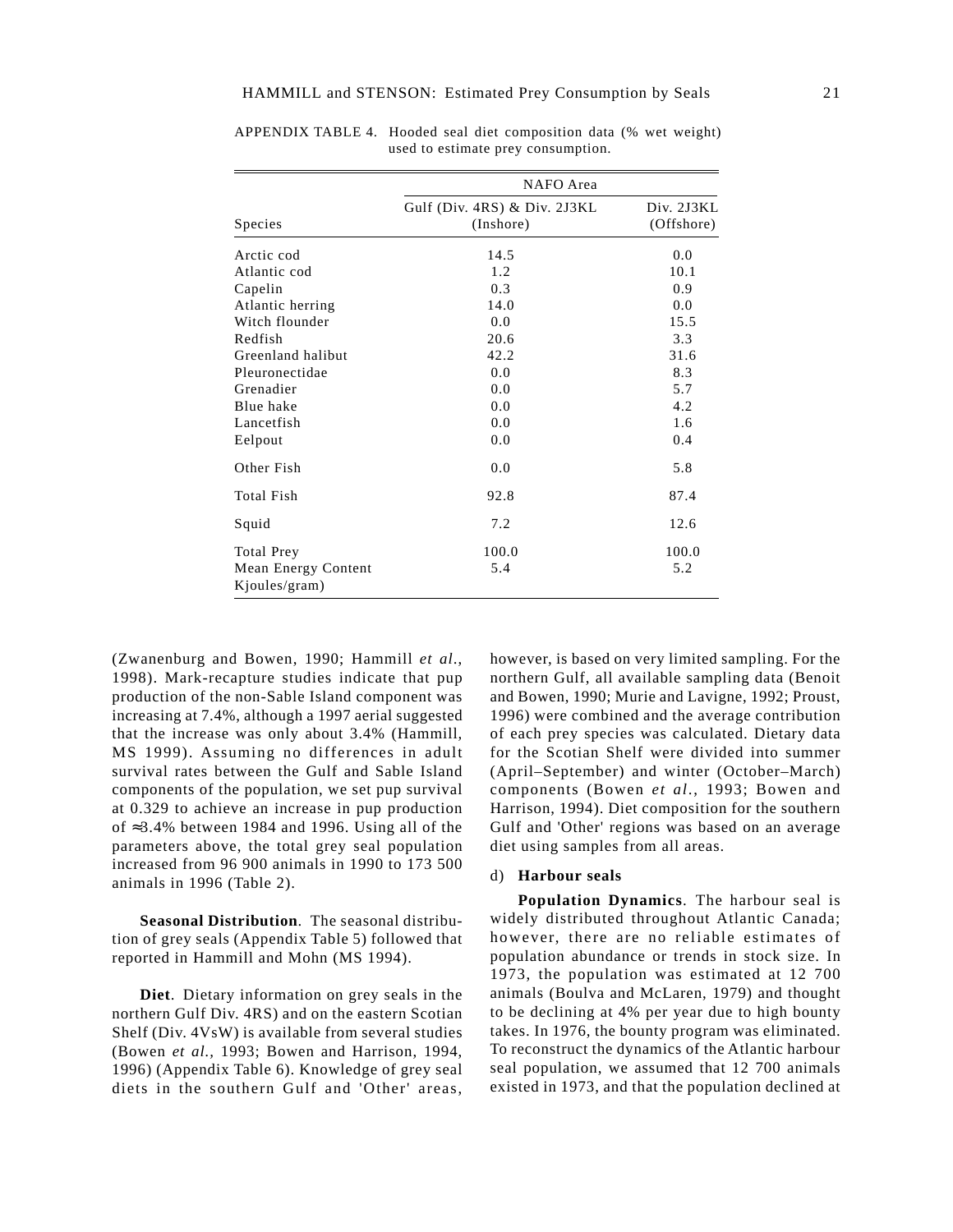APPENDIX TABLE 4. Hooded seal diet composition data (% wet weight) used to estimate prey consumption.

| Species | NAFO Area: Gulf (Div. 4RS) & Div. 2J3KL (Inshore) | NAFO Area: Div. 2J3KL (Offshore) |
|---|---|---|
| Arctic cod | 14.5 | 0.0 |
| Atlantic cod | 1.2 | 10.1 |
| Capelin | 0.3 | 0.9 |
| Atlantic herring | 14.0 | 0.0 |
| Witch flounder | 0.0 | 15.5 |
| Redfish | 20.6 | 3.3 |
| Greenland halibut | 42.2 | 31.6 |
| Pleuronectidae | 0.0 | 8.3 |
| Grenadier | 0.0 | 5.7 |
| Blue hake | 0.0 | 4.2 |
| Lancetfish | 0.0 | 1.6 |
| Eelpout | 0.0 | 0.4 |
| Other Fish | 0.0 | 5.8 |
| Total Fish | 92.8 | 87.4 |
| Squid | 7.2 | 12.6 |
| Total Prey | 100.0 | 100.0 |
| Mean Energy Content Kjoules/gram) | 5.4 | 5.2 |

(Zwanenburg and Bowen, 1990; Hammill *et al*., 1998). Mark-recapture studies indicate that pup production of the non-Sable Island component was increasing at 7.4%, although a 1997 aerial suggested that the increase was only about 3.4% (Hammill, MS 1999). Assuming no differences in adult survival rates between the Gulf and Sable Island components of the population, we set pup survival at 0.329 to achieve an increase in pup production of ≈3.4% between 1984 and 1996. Using all of the parameters above, the total grey seal population increased from 96 900 animals in 1990 to 173 500 animals in 1996 (Table 2).

**Seasonal Distribution**. The seasonal distribution of grey seals (Appendix Table 5) followed that reported in Hammill and Mohn (MS 1994).

**Diet**. Dietary information on grey seals in the northern Gulf Div. 4RS) and on the eastern Scotian Shelf (Div. 4VsW) is available from several studies (Bowen *et al.*, 1993; Bowen and Harrison, 1994, 1996) (Appendix Table 6). Knowledge of grey seal diets in the southern Gulf and 'Other' areas, however, is based on very limited sampling. For the northern Gulf, all available sampling data (Benoit and Bowen, 1990; Murie and Lavigne, 1992; Proust, 1996) were combined and the average contribution of each prey species was calculated. Dietary data for the Scotian Shelf were divided into summer (April–September) and winter (October–March) components (Bowen *et al*., 1993; Bowen and Harrison, 1994). Diet composition for the southern Gulf and 'Other' regions was based on an average diet using samples from all areas.

d) **Harbour seals**

**Population Dynamics**. The harbour seal is widely distributed throughout Atlantic Canada; however, there are no reliable estimates of population abundance or trends in stock size. In 1973, the population was estimated at 12 700 animals (Boulva and McLaren, 1979) and thought to be declining at 4% per year due to high bounty takes. In 1976, the bounty program was eliminated. To reconstruct the dynamics of the Atlantic harbour seal population, we assumed that 12 700 animals existed in 1973, and that the population declined at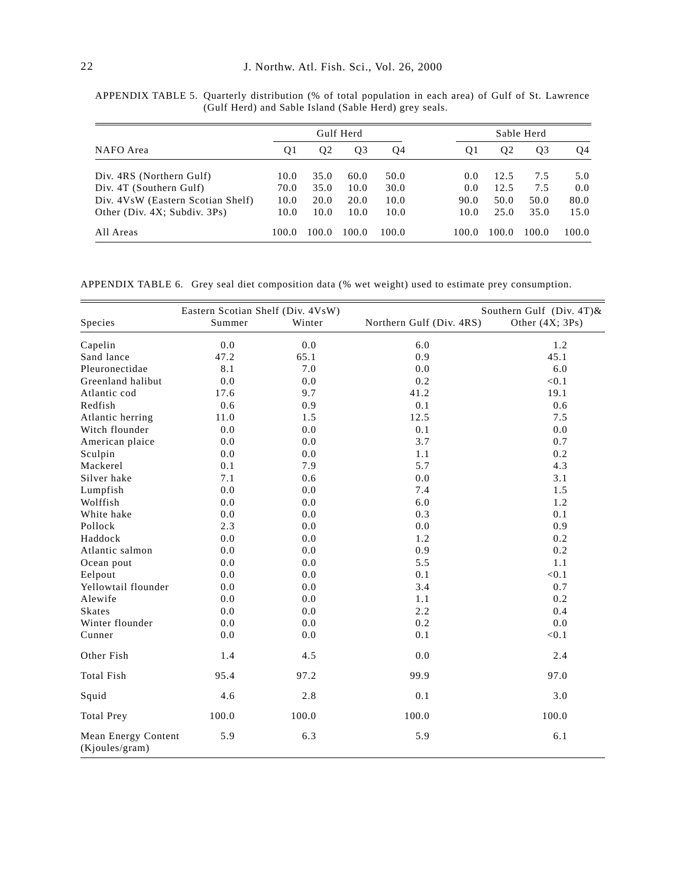APPENDIX TABLE 5. Quarterly distribution (% of total population in each area) of Gulf of St. Lawrence (Gulf Herd) and Sable Island (Sable Herd) grey seals.

| NAFO Area | Gulf Herd | | | | Sable Herd | | | |
|---|---|---|---|---|---|---|---|---|
| | Q1 | Q2 | Q3 | Q4 | Q1 | Q2 | Q3 | Q4 |
| Div. 4RS (Northern Gulf) | 10.0 | 35.0 | 60.0 | 50.0 | 0.0 | 12.5 | 7.5 | 5.0 |
| Div. 4T (Southern Gulf) | 70.0 | 35.0 | 10.0 | 30.0 | 0.0 | 12.5 | 7.5 | 0.0 |
| Div. 4VsW (Eastern Scotian Shelf) | 10.0 | 20.0 | 20.0 | 10.0 | 90.0 | 50.0 | 50.0 | 80.0 |
| Other (Div. 4X; Subdiv. 3Ps) | 10.0 | 10.0 | 10.0 | 10.0 | 10.0 | 25.0 | 35.0 | 15.0 |
| All Areas | 100.0 | 100.0 | 100.0 | 100.0 | 100.0 | 100.0 | 100.0 | 100.0 |

APPENDIX TABLE 6. Grey seal diet composition data (% wet weight) used to estimate prey consumption.

| Species | Eastern Scotian Shelf (Div. 4VsW) Summer | Eastern Scotian Shelf (Div. 4VsW) Winter | Northern Gulf (Div. 4RS) | Southern Gulf (Div. 4T)& Other (4X; 3Ps) |
|---|---|---|---|---|
| Capelin | 0.0 | 0.0 | 6.0 | 1.2 |
| Sand lance | 47.2 | 65.1 | 0.9 | 45.1 |
| Pleuronectidae | 8.1 | 7.0 | 0.0 | 6.0 |
| Greenland halibut | 0.0 | 0.0 | 0.2 | <0.1 |
| Atlantic cod | 17.6 | 9.7 | 41.2 | 19.1 |
| Redfish | 0.6 | 0.9 | 0.1 | 0.6 |
| Atlantic herring | 11.0 | 1.5 | 12.5 | 7.5 |
| Witch flounder | 0.0 | 0.0 | 0.1 | 0.0 |
| American plaice | 0.0 | 0.0 | 3.7 | 0.7 |
| Sculpin | 0.0 | 0.0 | 1.1 | 0.2 |
| Mackerel | 0.1 | 7.9 | 5.7 | 4.3 |
| Silver hake | 7.1 | 0.6 | 0.0 | 3.1 |
| Lumpfish | 0.0 | 0.0 | 7.4 | 1.5 |
| Wolffish | 0.0 | 0.0 | 6.0 | 1.2 |
| White hake | 0.0 | 0.0 | 0.3 | 0.1 |
| Pollock | 2.3 | 0.0 | 0.0 | 0.9 |
| Haddock | 0.0 | 0.0 | 1.2 | 0.2 |
| Atlantic salmon | 0.0 | 0.0 | 0.9 | 0.2 |
| Ocean pout | 0.0 | 0.0 | 5.5 | 1.1 |
| Eelpout | 0.0 | 0.0 | 0.1 | <0.1 |
| Yellowtail flounder | 0.0 | 0.0 | 3.4 | 0.7 |
| Alewife | 0.0 | 0.0 | 1.1 | 0.2 |
| Skates | 0.0 | 0.0 | 2.2 | 0.4 |
| Winter flounder | 0.0 | 0.0 | 0.2 | 0.0 |
| Cunner | 0.0 | 0.0 | 0.1 | <0.1 |
| Other Fish | 1.4 | 4.5 | 0.0 | 2.4 |
| Total Fish | 95.4 | 97.2 | 99.9 | 97.0 |
| Squid | 4.6 | 2.8 | 0.1 | 3.0 |
| Total Prey | 100.0 | 100.0 | 100.0 | 100.0 |
| Mean Energy Content (Kjoules/gram) | 5.9 | 6.3 | 5.9 | 6.1 |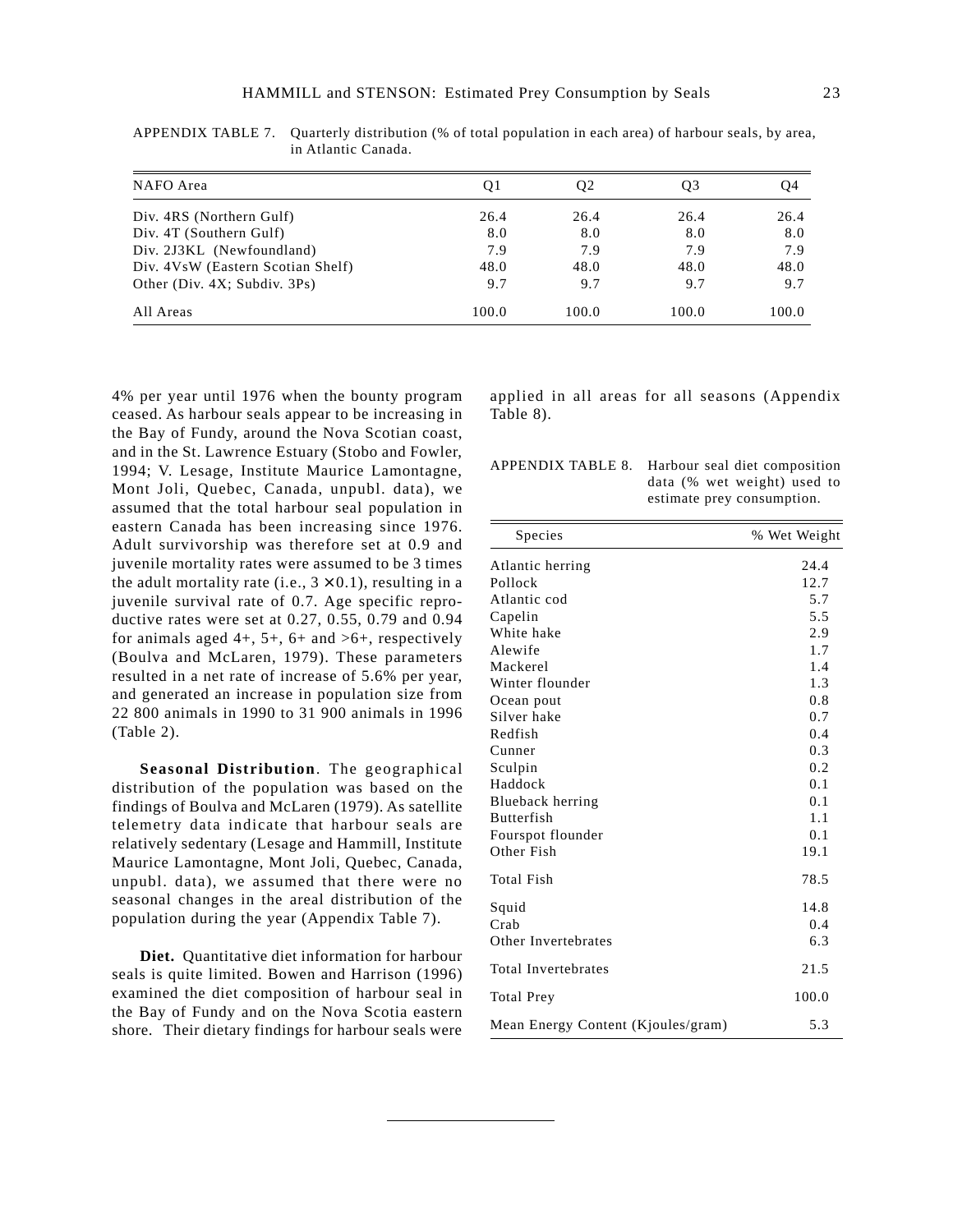APPENDIX TABLE 7. Quarterly distribution (% of total population in each area) of harbour seals, by area, in Atlantic Canada.

| NAFO Area | Q1 | Q2 | Q3 | Q4 |
|---|---|---|---|---|
| Div. 4RS (Northern Gulf) | 26.4 | 26.4 | 26.4 | 26.4 |
| Div. 4T (Southern Gulf) | 8.0 | 8.0 | 8.0 | 8.0 |
| Div. 2J3KL (Newfoundland) | 7.9 | 7.9 | 7.9 | 7.9 |
| Div. 4VsW (Eastern Scotian Shelf) | 48.0 | 48.0 | 48.0 | 48.0 |
| Other (Div. 4X; Subdiv. 3Ps) | 9.7 | 9.7 | 9.7 | 9.7 |
| All Areas | 100.0 | 100.0 | 100.0 | 100.0 |

4% per year until 1976 when the bounty program ceased. As harbour seals appear to be increasing in the Bay of Fundy, around the Nova Scotian coast, and in the St. Lawrence Estuary (Stobo and Fowler, 1994; V. Lesage, Institute Maurice Lamontagne, Mont Joli, Quebec, Canada, unpubl. data), we assumed that the total harbour seal population in eastern Canada has been increasing since 1976. Adult survivorship was therefore set at 0.9 and juvenile mortality rates were assumed to be 3 times the adult mortality rate (i.e., $3 \times 0.1$), resulting in a juvenile survival rate of 0.7. Age specific reproductive rates were set at 0.27, 0.55, 0.79 and 0.94 for animals aged 4+, 5+, 6+ and >6+, respectively (Boulva and McLaren, 1979). These parameters resulted in a net rate of increase of 5.6% per year, and generated an increase in population size from 22 800 animals in 1990 to 31 900 animals in 1996 (Table 2).

**Seasonal Distribution**. The geographical distribution of the population was based on the findings of Boulva and McLaren (1979). As satellite telemetry data indicate that harbour seals are relatively sedentary (Lesage and Hammill, Institute Maurice Lamontagne, Mont Joli, Quebec, Canada, unpubl. data), we assumed that there were no seasonal changes in the areal distribution of the population during the year (Appendix Table 7).

**Diet.** Quantitative diet information for harbour seals is quite limited. Bowen and Harrison (1996) examined the diet composition of harbour seal in the Bay of Fundy and on the Nova Scotia eastern shore. Their dietary findings for harbour seals were applied in all areas for all seasons (Appendix Table 8).

APPENDIX TABLE 8. Harbour seal diet composition data (% wet weight) used to estimate prey consumption.

| Species | % Wet Weight |
|---|---|
| Atlantic herring | 24.4 |
| Pollock | 12.7 |
| Atlantic cod | 5.7 |
| Capelin | 5.5 |
| White hake | 2.9 |
| Alewife | 1.7 |
| Mackerel | 1.4 |
| Winter flounder | 1.3 |
| Ocean pout | 0.8 |
| Silver hake | 0.7 |
| Redfish | 0.4 |
| Cunner | 0.3 |
| Sculpin | 0.2 |
| Haddock | 0.1 |
| Blueback herring | 0.1 |
| Butterfish | 1.1 |
| Fourspot flounder | 0.1 |
| Other Fish | 19.1 |
| Total Fish | 78.5 |
| Squid | 14.8 |
| Crab | 0.4 |
| Other Invertebrates | 6.3 |
| Total Invertebrates | 21.5 |
| Total Prey | 100.0 |
| Mean Energy Content (Kjoules/gram) | 5.3 |